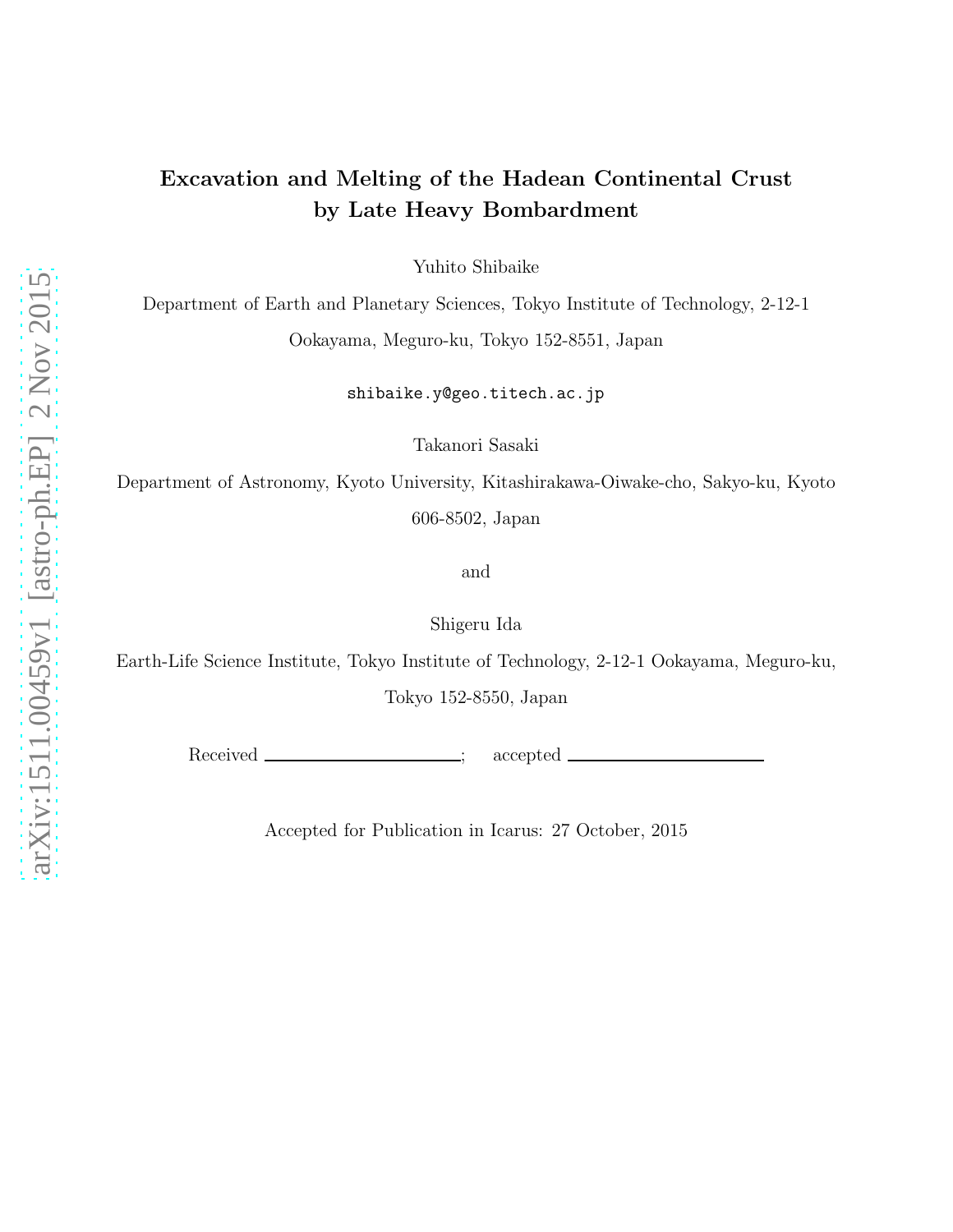# Excavation and Melting of the Hadean Continental Crust by Late Heavy Bombardment

Yuhito Shibaike

Department of Earth and Planetary Sciences, Tokyo Institute of Technology, 2-12-1 Ookayama, Meguro-ku, Tokyo 152-8551, Japan

shibaike.y@geo.titech.ac.jp

Takanori Sasaki

Department of Astronomy, Kyoto University, Kitashirakawa-Oiwake-cho, Sakyo-ku, Kyoto 606-8502, Japan

and

Shigeru Ida

Earth-Life Science Institute, Tokyo Institute of Technology, 2-12-1 Ookayama, Meguro-ku, Tokyo 152-8550, Japan

Received \_\_\_\_\_\_\_\_\_\_\_\_\_\_\_\_\_\_\_\_; accepted \_\_\_\_\_\_\_\_\_\_\_\_\_\_\_\_\_\_\_\_

Accepted for Publication in Icarus: 27 October, 2015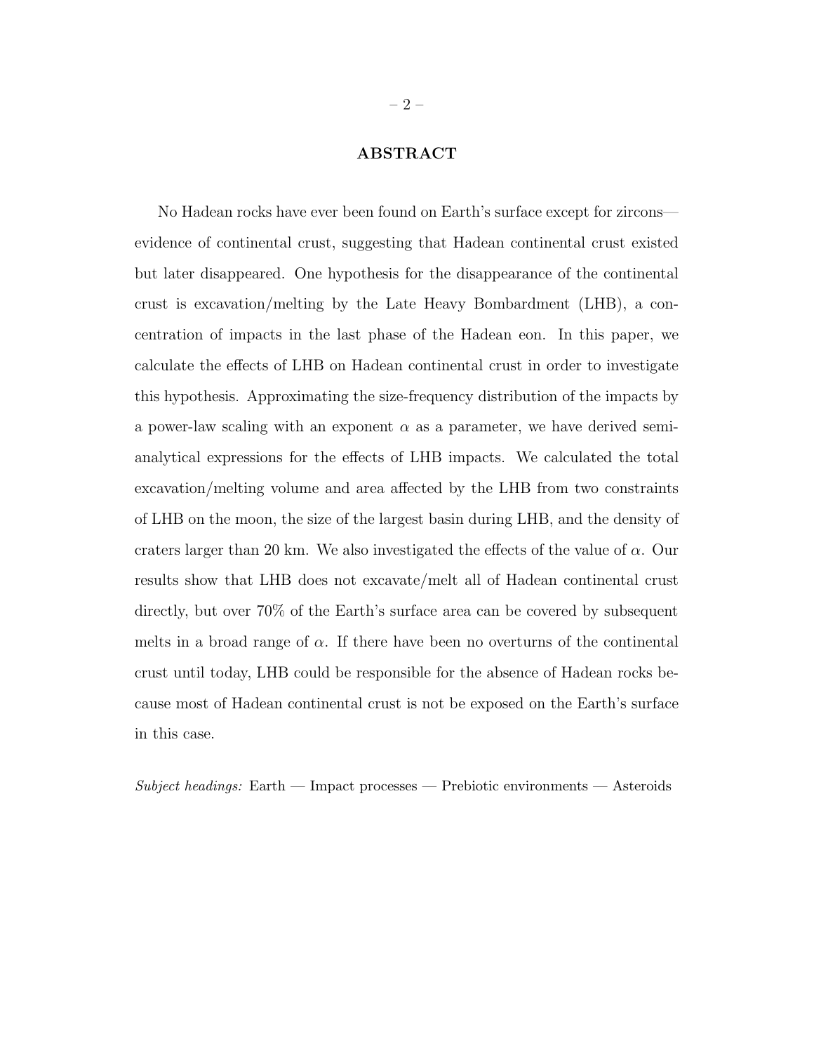## ABSTRACT

No Hadean rocks have ever been found on Earth's surface except for zircons—evidence of continental crust, suggesting that Hadean continental crust existed but later disappeared. One hypothesis for the disappearance of the continental crust is excavation/melting by the Late Heavy Bombardment (LHB), a concentration of impacts in the last phase of the Hadean eon. In this paper, we calculate the effects of LHB on Hadean continental crust in order to investigate this hypothesis. Approximating the size-frequency distribution of the impacts by a power-law scaling with an exponent $\alpha$ as a parameter, we have derived semi-analytical expressions for the effects of LHB impacts. We calculated the total excavation/melting volume and area affected by the LHB from two constraints of LHB on the moon, the size of the largest basin during LHB, and the density of craters larger than 20 km. We also investigated the effects of the value of $\alpha$. Our results show that LHB does not excavate/melt all of Hadean continental crust directly, but over 70% of the Earth's surface area can be covered by subsequent melts in a broad range of $\alpha$. If there have been no overturns of the continental crust until today, LHB could be responsible for the absence of Hadean rocks because most of Hadean continental crust is not be exposed on the Earth's surface in this case.

*Subject headings:* Earth — Impact processes — Prebiotic environments — Asteroids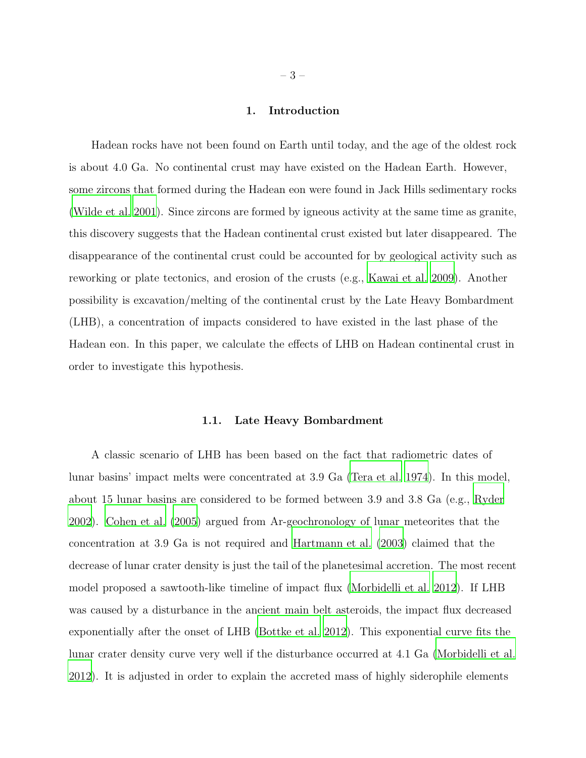## 1. Introduction

Hadean rocks have not been found on Earth until today, and the age of the oldest rock is about 4.0 Ga. No continental crust may have existed on the Hadean Earth. However, some zircons that formed during the Hadean eon were found in Jack Hills sedimentary rocks (Wilde et al. 2001). Since zircons are formed by igneous activity at the same time as granite, this discovery suggests that the Hadean continental crust existed but later disappeared. The disappearance of the continental crust could be accounted for by geological activity such as reworking or plate tectonics, and erosion of the crusts (e.g., Kawai et al. 2009). Another possibility is excavation/melting of the continental crust by the Late Heavy Bombardment (LHB), a concentration of impacts considered to have existed in the last phase of the Hadean eon. In this paper, we calculate the effects of LHB on Hadean continental crust in order to investigate this hypothesis.

### 1.1. Late Heavy Bombardment

A classic scenario of LHB has been based on the fact that radiometric dates of lunar basins' impact melts were concentrated at 3.9 Ga (Tera et al. 1974). In this model, about 15 lunar basins are considered to be formed between 3.9 and 3.8 Ga (e.g., Ryder 2002). Cohen et al. (2005) argued from Ar-geochronology of lunar meteorites that the concentration at 3.9 Ga is not required and Hartmann et al. (2003) claimed that the decrease of lunar crater density is just the tail of the planetesimal accretion. The most recent model proposed a sawtooth-like timeline of impact flux (Morbidelli et al. 2012). If LHB was caused by a disturbance in the ancient main belt asteroids, the impact flux decreased exponentially after the onset of LHB (Bottke et al. 2012). This exponential curve fits the lunar crater density curve very well if the disturbance occurred at 4.1 Ga (Morbidelli et al. 2012). It is adjusted in order to explain the accreted mass of highly siderophile elements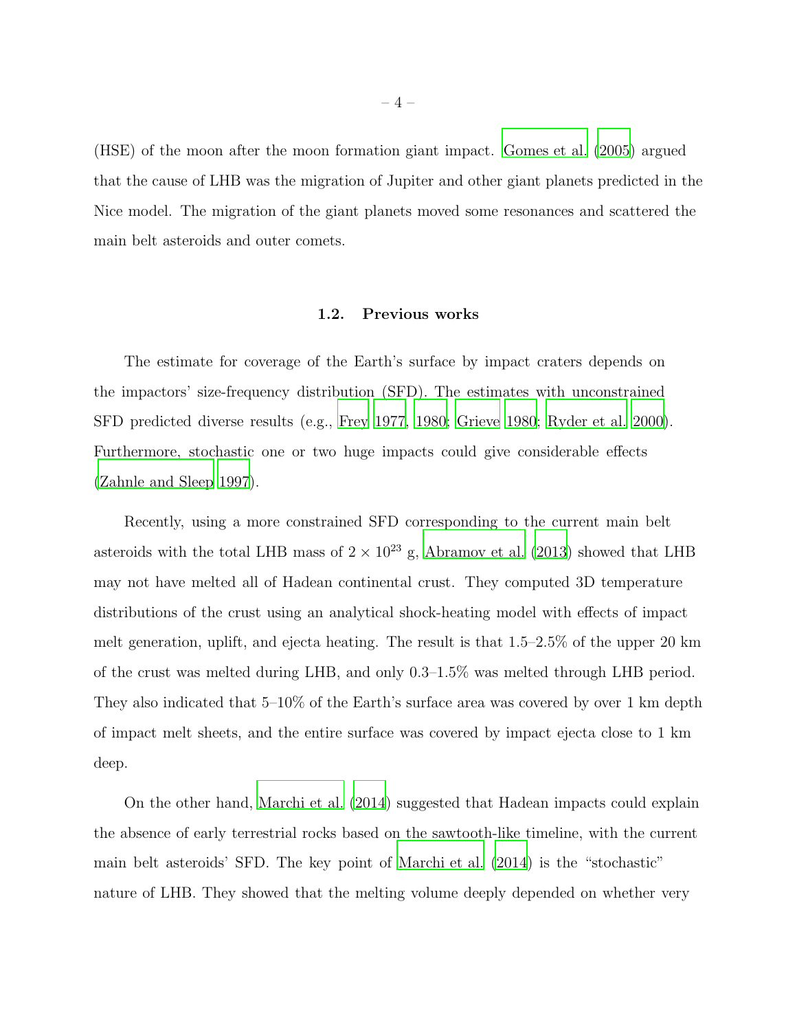(HSE) of the moon after the moon formation giant impact. Gomes et al. (2005) argued that the cause of LHB was the migration of Jupiter and other giant planets predicted in the Nice model. The migration of the giant planets moved some resonances and scattered the main belt asteroids and outer comets.

### 1.2. Previous works

The estimate for coverage of the Earth's surface by impact craters depends on the impactors' size-frequency distribution (SFD). The estimates with unconstrained SFD predicted diverse results (e.g., Frey 1977, 1980; Grieve 1980; Ryder et al. 2000). Furthermore, stochastic one or two huge impacts could give considerable effects (Zahnle and Sleep 1997).

Recently, using a more constrained SFD corresponding to the current main belt asteroids with the total LHB mass of $2 \times 10^{23}$ g, Abramov et al. (2013) showed that LHB may not have melted all of Hadean continental crust. They computed 3D temperature distributions of the crust using an analytical shock-heating model with effects of impact melt generation, uplift, and ejecta heating. The result is that 1.5–2.5% of the upper 20 km of the crust was melted during LHB, and only 0.3–1.5% was melted through LHB period. They also indicated that 5–10% of the Earth's surface area was covered by over 1 km depth of impact melt sheets, and the entire surface was covered by impact ejecta close to 1 km deep.

On the other hand, Marchi et al. (2014) suggested that Hadean impacts could explain the absence of early terrestrial rocks based on the sawtooth-like timeline, with the current main belt asteroids' SFD. The key point of Marchi et al. (2014) is the "stochastic" nature of LHB. They showed that the melting volume deeply depended on whether very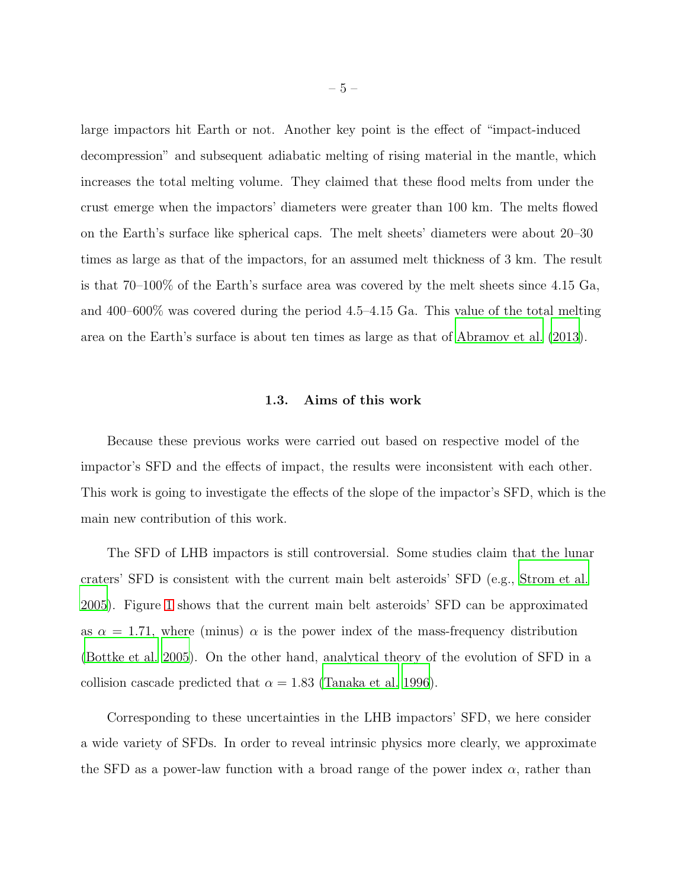large impactors hit Earth or not. Another key point is the effect of "impact-induced decompression" and subsequent adiabatic melting of rising material in the mantle, which increases the total melting volume. They claimed that these flood melts from under the crust emerge when the impactors' diameters were greater than 100 km. The melts flowed on the Earth's surface like spherical caps. The melt sheets' diameters were about 20–30 times as large as that of the impactors, for an assumed melt thickness of 3 km. The result is that 70–100% of the Earth's surface area was covered by the melt sheets since 4.15 Ga, and 400–600% was covered during the period 4.5–4.15 Ga. This value of the total melting area on the Earth's surface is about ten times as large as that of Abramov et al. (2013).

### 1.3. Aims of this work

Because these previous works were carried out based on respective model of the impactor's SFD and the effects of impact, the results were inconsistent with each other. This work is going to investigate the effects of the slope of the impactor's SFD, which is the main new contribution of this work.

The SFD of LHB impactors is still controversial. Some studies claim that the lunar craters' SFD is consistent with the current main belt asteroids' SFD (e.g., Strom et al. 2005). Figure 1 shows that the current main belt asteroids' SFD can be approximated as $\alpha = 1.71$, where (minus) $\alpha$ is the power index of the mass-frequency distribution (Bottke et al. 2005). On the other hand, analytical theory of the evolution of SFD in a collision cascade predicted that $\alpha = 1.83$ (Tanaka et al. 1996).

Corresponding to these uncertainties in the LHB impactors' SFD, we here consider a wide variety of SFDs. In order to reveal intrinsic physics more clearly, we approximate the SFD as a power-law function with a broad range of the power index $\alpha$, rather than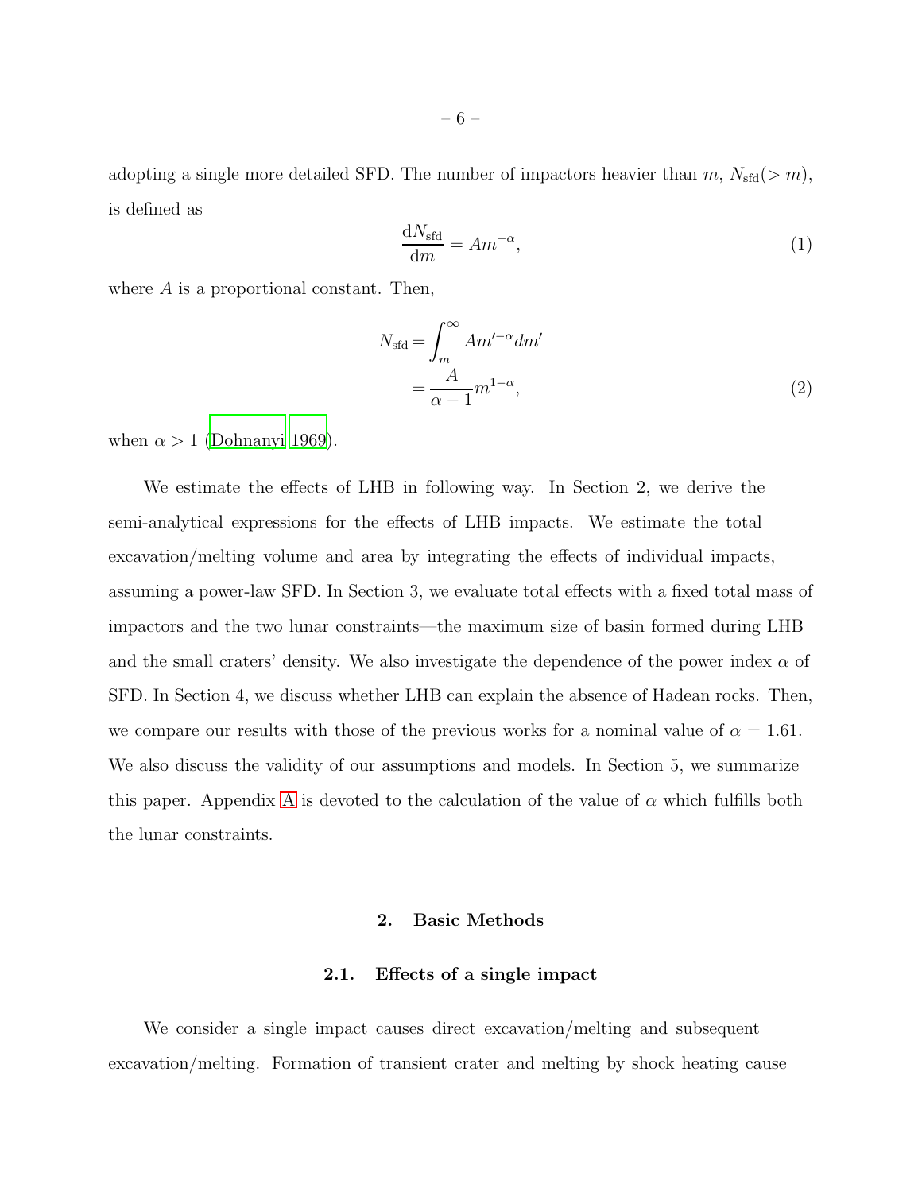adopting a single more detailed SFD. The number of impactors heavier than $m$, $N_{\rm sfd}(>m)$, is defined as

$$\frac{{\rm d}N_{\rm sfd}}{{\rm d}m} = Am^{-\alpha}, \tag{1}$$

where $A$ is a proportional constant. Then,

$$\begin{aligned} N_{\rm sfd} &= \int_m^\infty Am'^{-\alpha} dm' \\ &= \frac{A}{\alpha - 1} m^{1-\alpha}, \end{aligned} \tag{2}$$

when $\alpha > 1$ (Dohnanyi 1969).

We estimate the effects of LHB in following way. In Section 2, we derive the semi-analytical expressions for the effects of LHB impacts. We estimate the total excavation/melting volume and area by integrating the effects of individual impacts, assuming a power-law SFD. In Section 3, we evaluate total effects with a fixed total mass of impactors and the two lunar constraints—the maximum size of basin formed during LHB and the small craters' density. We also investigate the dependence of the power index $\alpha$ of SFD. In Section 4, we discuss whether LHB can explain the absence of Hadean rocks. Then, we compare our results with those of the previous works for a nominal value of $\alpha = 1.61$. We also discuss the validity of our assumptions and models. In Section 5, we summarize this paper. Appendix A is devoted to the calculation of the value of $\alpha$ which fulfills both the lunar constraints.

## 2. Basic Methods

### 2.1. Effects of a single impact

We consider a single impact causes direct excavation/melting and subsequent excavation/melting. Formation of transient crater and melting by shock heating cause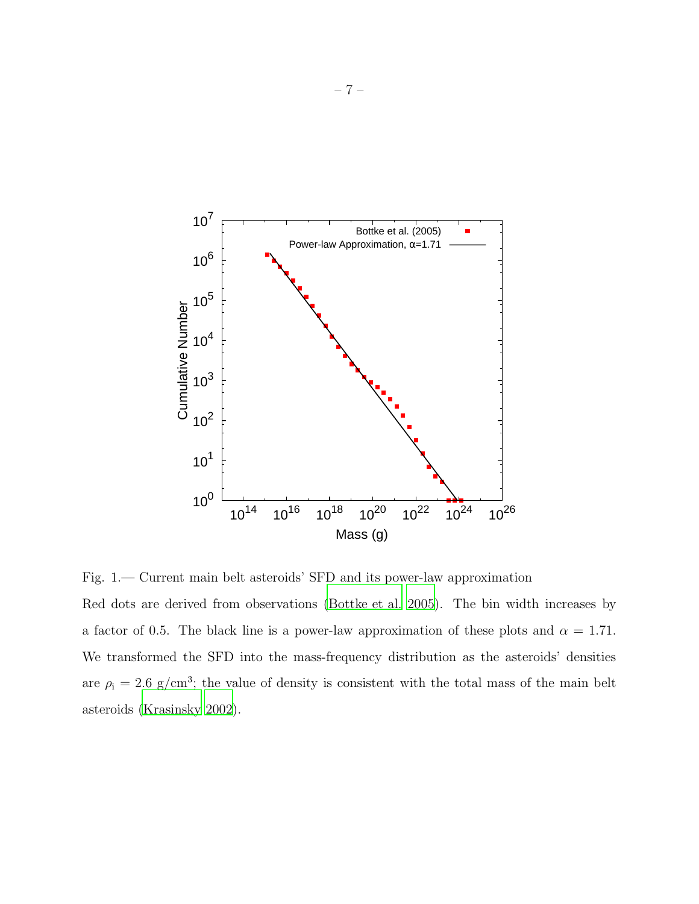Fig. 1.— Current main belt asteroids' SFD and its power-law approximation

Red dots are derived from observations (Bottke et al. 2005). The bin width increases by a factor of 0.5. The black line is a power-law approximation of these plots and $\alpha = 1.71$. We transformed the SFD into the mass-frequency distribution as the asteroids' densities are $\rho_{\rm i} = 2.6$ g/cm$^3$; the value of density is consistent with the total mass of the main belt asteroids (Krasinsky 2002).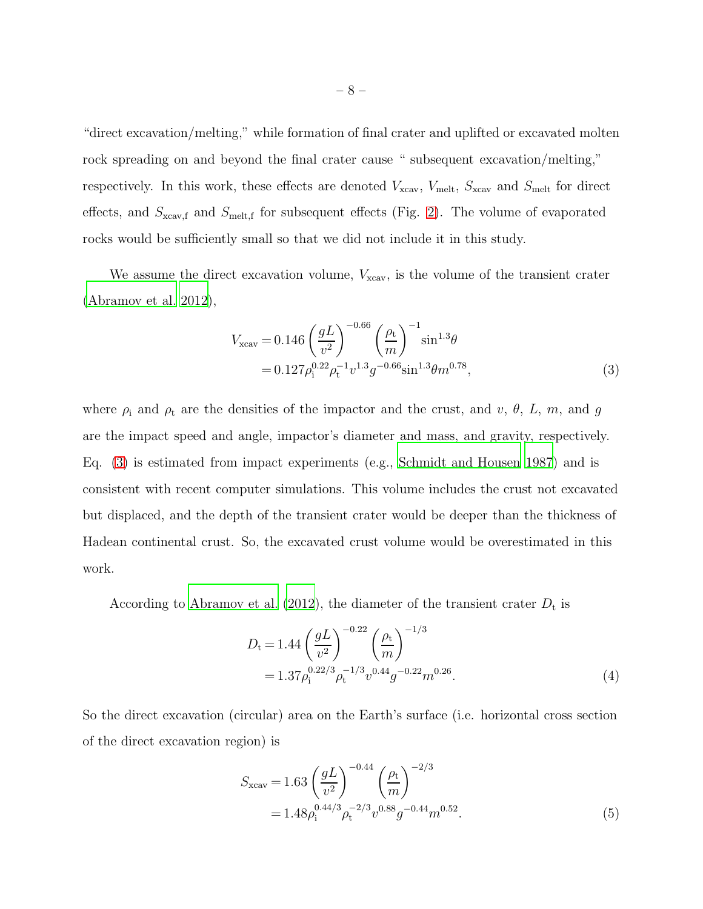"direct excavation/melting," while formation of final crater and uplifted or excavated molten rock spreading on and beyond the final crater cause " subsequent excavation/melting," respectively. In this work, these effects are denoted $V_{\rm xcav}$, $V_{\rm melt}$, $S_{\rm xcav}$ and $S_{\rm melt}$ for direct effects, and $S_{\rm xcav,f}$ and $S_{\rm melt,f}$ for subsequent effects (Fig. 2). The volume of evaporated rocks would be sufficiently small so that we did not include it in this study.

We assume the direct excavation volume, $V_{\rm xcav}$, is the volume of the transient crater (Abramov et al. 2012),

$$
\begin{aligned}
V_{\rm xcav} &= 0.146 \left(\frac{gL}{v^2}\right)^{-0.66} \left(\frac{\rho_{\rm t}}{m}\right)^{-1} \sin^{1.3}\theta \\
&= 0.127 \rho_{\rm i}^{0.22} \rho_{\rm t}^{-1} v^{1.3} g^{-0.66} \sin^{1.3}\theta\, m^{0.78},
\end{aligned}
\tag{3}
$$

where $\rho_{\rm i}$ and $\rho_{\rm t}$ are the densities of the impactor and the crust, and $v$, $\theta$, $L$, $m$, and $g$ are the impact speed and angle, impactor's diameter and mass, and gravity, respectively. Eq. (3) is estimated from impact experiments (e.g., Schmidt and Housen 1987) and is consistent with recent computer simulations. This volume includes the crust not excavated but displaced, and the depth of the transient crater would be deeper than the thickness of Hadean continental crust. So, the excavated crust volume would be overestimated in this work.

According to Abramov et al. (2012), the diameter of the transient crater $D_{\rm t}$ is

$$
\begin{aligned}
D_{\rm t} &= 1.44 \left(\frac{gL}{v^2}\right)^{-0.22} \left(\frac{\rho_{\rm t}}{m}\right)^{-1/3} \\
&= 1.37 \rho_{\rm i}^{0.22/3} \rho_{\rm t}^{-1/3} v^{0.44} g^{-0.22} m^{0.26}.
\end{aligned}
\tag{4}
$$

So the direct excavation (circular) area on the Earth's surface (i.e. horizontal cross section of the direct excavation region) is

$$
\begin{aligned}
S_{\rm xcav} &= 1.63 \left(\frac{gL}{v^2}\right)^{-0.44} \left(\frac{\rho_{\rm t}}{m}\right)^{-2/3} \\
&= 1.48 \rho_{\rm i}^{0.44/3} \rho_{\rm t}^{-2/3} v^{0.88} g^{-0.44} m^{0.52}.
\end{aligned}
\tag{5}
$$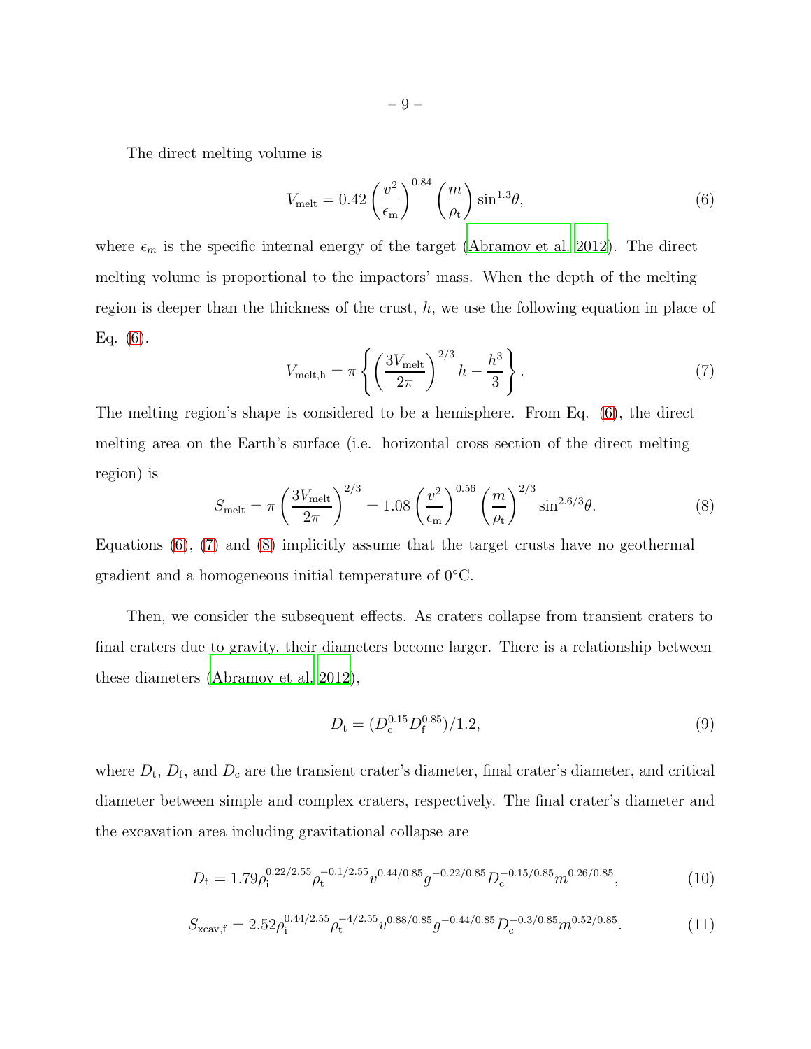The direct melting volume is

$$V_{\rm melt} = 0.42 \left(\frac{v^2}{\epsilon_{\rm m}}\right)^{0.84} \left(\frac{m}{\rho_{\rm t}}\right) \sin^{1.3}\theta, \tag{6}$$

where $\epsilon_m$ is the specific internal energy of the target (Abramov et al. 2012). The direct melting volume is proportional to the impactors' mass. When the depth of the melting region is deeper than the thickness of the crust, $h$, we use the following equation in place of Eq. (6).

$$V_{\rm melt,h} = \pi \left\{ \left(\frac{3V_{\rm melt}}{2\pi}\right)^{2/3} h - \frac{h^3}{3} \right\}. \tag{7}$$

The melting region's shape is considered to be a hemisphere. From Eq. (6), the direct melting area on the Earth's surface (i.e. horizontal cross section of the direct melting region) is

$$S_{\rm melt} = \pi \left(\frac{3V_{\rm melt}}{2\pi}\right)^{2/3} = 1.08 \left(\frac{v^2}{\epsilon_{\rm m}}\right)^{0.56} \left(\frac{m}{\rho_{\rm t}}\right)^{2/3} \sin^{2.6/3}\theta. \tag{8}$$

Equations (6), (7) and (8) implicitly assume that the target crusts have no geothermal gradient and a homogeneous initial temperature of 0°C.

Then, we consider the subsequent effects. As craters collapse from transient craters to final craters due to gravity, their diameters become larger. There is a relationship between these diameters (Abramov et al. 2012),

$$D_{\rm t} = (D_{\rm c}^{0.15} D_{\rm f}^{0.85})/1.2, \tag{9}$$

where $D_{\rm t}$, $D_{\rm f}$, and $D_{\rm c}$ are the transient crater's diameter, final crater's diameter, and critical diameter between simple and complex craters, respectively. The final crater's diameter and the excavation area including gravitational collapse are

$$D_{\rm f} = 1.79 \rho_{\rm i}^{0.22/2.55} \rho_{\rm t}^{-0.1/2.55} v^{0.44/0.85} g^{-0.22/0.85} D_{\rm c}^{-0.15/0.85} m^{0.26/0.85}, \tag{10}$$

$$S_{\rm xcav,f} = 2.52 \rho_{\rm i}^{0.44/2.55} \rho_{\rm t}^{-4/2.55} v^{0.88/0.85} g^{-0.44/0.85} D_{\rm c}^{-0.3/0.85} m^{0.52/0.85}. \tag{11}$$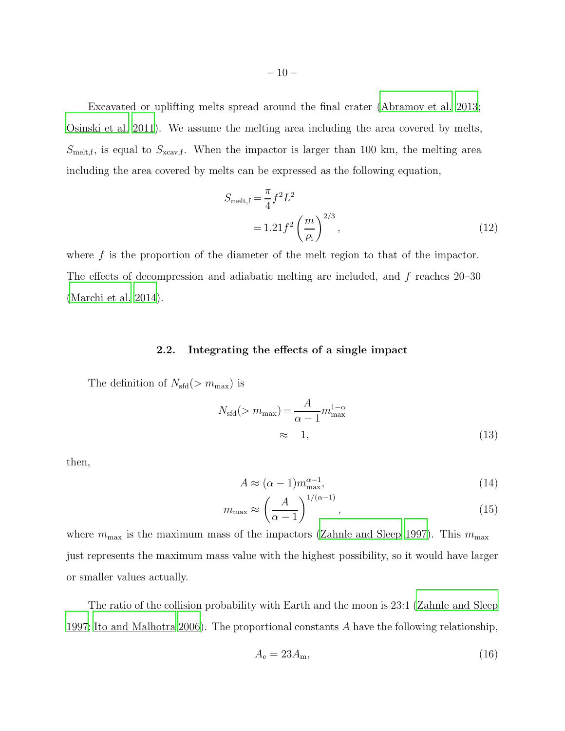Excavated or uplifting melts spread around the final crater (Abramov et al. 2013; Osinski et al. 2011). We assume the melting area including the area covered by melts, $S_{\rm melt,f}$, is equal to $S_{\rm xcav,f}$. When the impactor is larger than 100 km, the melting area including the area covered by melts can be expressed as the following equation,

$$
\begin{aligned}
S_{\rm melt,f} &= \frac{\pi}{4} f^2 L^2 \\
&= 1.21 f^2 \left(\frac{m}{\rho_{\rm i}}\right)^{2/3},
\end{aligned}
\tag{12}
$$

where $f$ is the proportion of the diameter of the melt region to that of the impactor. The effects of decompression and adiabatic melting are included, and $f$ reaches 20–30 (Marchi et al. 2014).

### 2.2. Integrating the effects of a single impact

The definition of $N_{\rm sfd}(> m_{\rm max})$ is

$$
\begin{aligned}
N_{\rm sfd}(> m_{\rm max}) &= \frac{A}{\alpha - 1} m_{\rm max}^{1-\alpha} \\
&\approx 1,
\end{aligned}
\tag{13}
$$

then,

$$
A \approx (\alpha - 1) m_{\rm max}^{\alpha - 1}, \tag{14}
$$

$$
m_{\rm max} \approx \left(\frac{A}{\alpha - 1}\right)^{1/(\alpha - 1)}, \tag{15}
$$

where $m_{\rm max}$ is the maximum mass of the impactors (Zahnle and Sleep 1997). This $m_{\rm max}$ just represents the maximum mass value with the highest possibility, so it would have larger or smaller values actually.

The ratio of the collision probability with Earth and the moon is 23:1 (Zahnle and Sleep 1997; Ito and Malhotra 2006). The proportional constants $A$ have the following relationship,

$$
A_{\rm e} = 23 A_{\rm m}, \tag{16}
$$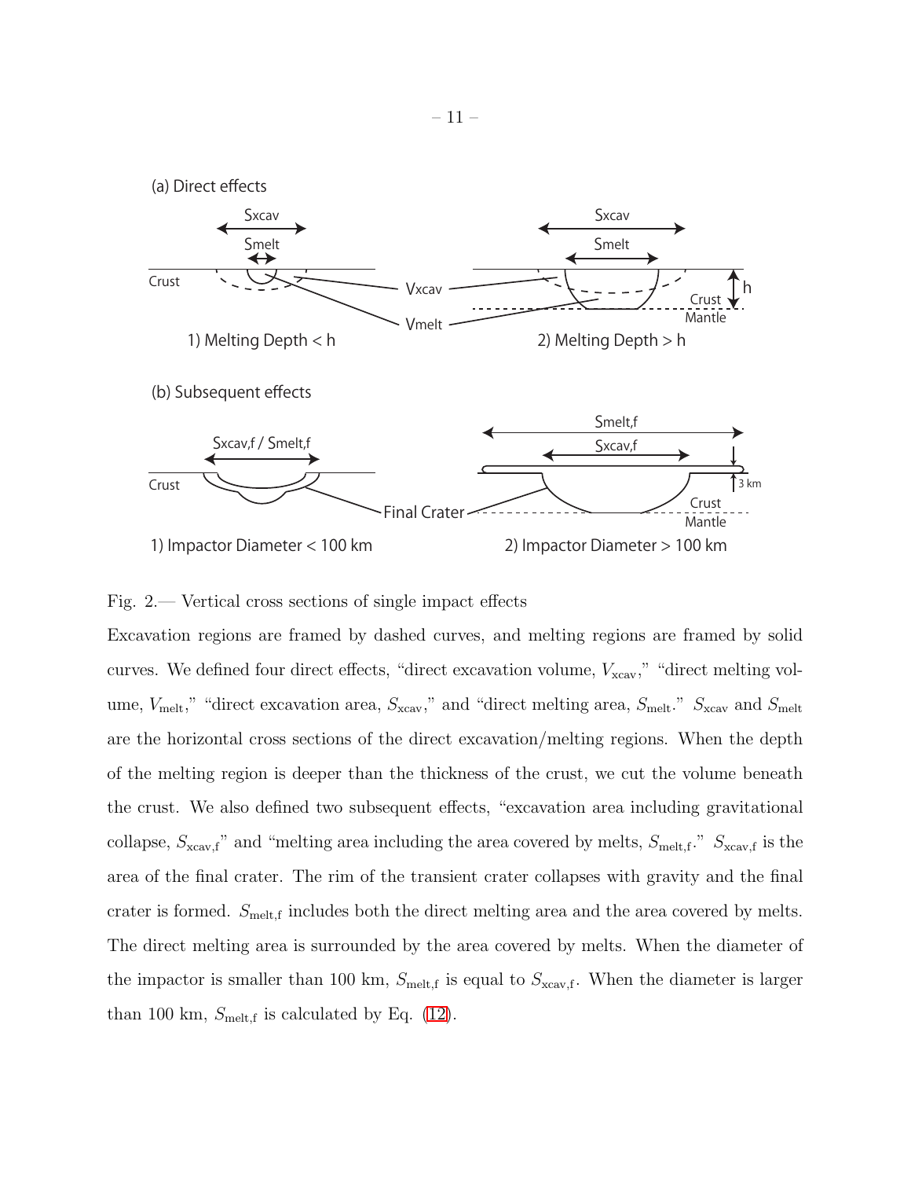Fig. 2.— Vertical cross sections of single impact effects

Excavation regions are framed by dashed curves, and melting regions are framed by solid curves. We defined four direct effects, "direct excavation volume, $V_{\rm xcav}$," "direct melting volume, $V_{\rm melt}$," "direct excavation area, $S_{\rm xcav}$," and "direct melting area, $S_{\rm melt}$." $S_{\rm xcav}$ and $S_{\rm melt}$ are the horizontal cross sections of the direct excavation/melting regions. When the depth of the melting region is deeper than the thickness of the crust, we cut the volume beneath the crust. We also defined two subsequent effects, "excavation area including gravitational collapse, $S_{\rm xcav,f}$" and "melting area including the area covered by melts, $S_{\rm melt,f}$." $S_{\rm xcav,f}$ is the area of the final crater. The rim of the transient crater collapses with gravity and the final crater is formed. $S_{\rm melt,f}$ includes both the direct melting area and the area covered by melts. The direct melting area is surrounded by the area covered by melts. When the diameter of the impactor is smaller than 100 km, $S_{\rm melt,f}$ is equal to $S_{\rm xcav,f}$. When the diameter is larger than 100 km, $S_{\rm melt,f}$ is calculated by Eq. (12).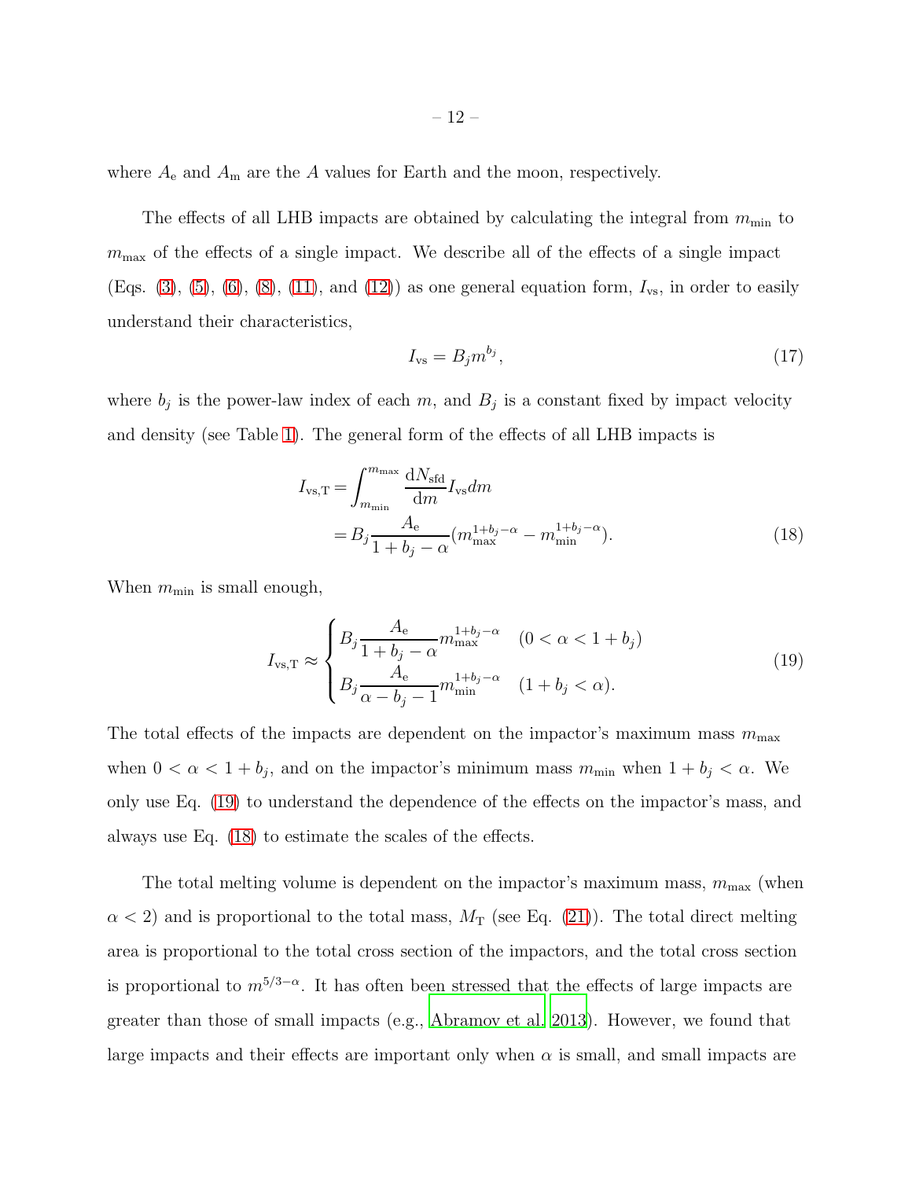where $A_{\rm e}$ and $A_{\rm m}$ are the $A$ values for Earth and the moon, respectively.

The effects of all LHB impacts are obtained by calculating the integral from $m_{\rm min}$ to $m_{\rm max}$ of the effects of a single impact. We describe all of the effects of a single impact (Eqs. (3), (5), (6), (8), (11), and (12)) as one general equation form, $I_{\rm vs}$, in order to easily understand their characteristics,

$$I_{\rm vs} = B_j m^{b_j}, \tag{17}$$

where $b_j$ is the power-law index of each $m$, and $B_j$ is a constant fixed by impact velocity and density (see Table 1). The general form of the effects of all LHB impacts is

$$\begin{aligned} I_{\rm vs,T} &= \int_{m_{\rm min}}^{m_{\rm max}} \frac{{\rm d}N_{\rm sfd}}{{\rm d}m} I_{\rm vs} dm \\ &= B_j \frac{A_{\rm e}}{1+b_j-\alpha}(m_{\rm max}^{1+b_j-\alpha} - m_{\rm min}^{1+b_j-\alpha}). \end{aligned} \tag{18}$$

When $m_{\rm min}$ is small enough,

$$I_{\rm vs,T} \approx \begin{cases} B_j \dfrac{A_{\rm e}}{1+b_j-\alpha} m_{\rm max}^{1+b_j-\alpha} & (0 < \alpha < 1+b_j) \\ B_j \dfrac{A_{\rm e}}{\alpha-b_j-1} m_{\rm min}^{1+b_j-\alpha} & (1+b_j < \alpha). \end{cases} \tag{19}$$

The total effects of the impacts are dependent on the impactor's maximum mass $m_{\rm max}$ when $0 < \alpha < 1 + b_j$, and on the impactor's minimum mass $m_{\rm min}$ when $1 + b_j < \alpha$. We only use Eq. (19) to understand the dependence of the effects on the impactor's mass, and always use Eq. (18) to estimate the scales of the effects.

The total melting volume is dependent on the impactor's maximum mass, $m_{\rm max}$ (when $\alpha < 2$) and is proportional to the total mass, $M_{\rm T}$ (see Eq. (21)). The total direct melting area is proportional to the total cross section of the impactors, and the total cross section is proportional to $m^{5/3-\alpha}$. It has often been stressed that the effects of large impacts are greater than those of small impacts (e.g., Abramov et al. 2013). However, we found that large impacts and their effects are important only when $\alpha$ is small, and small impacts are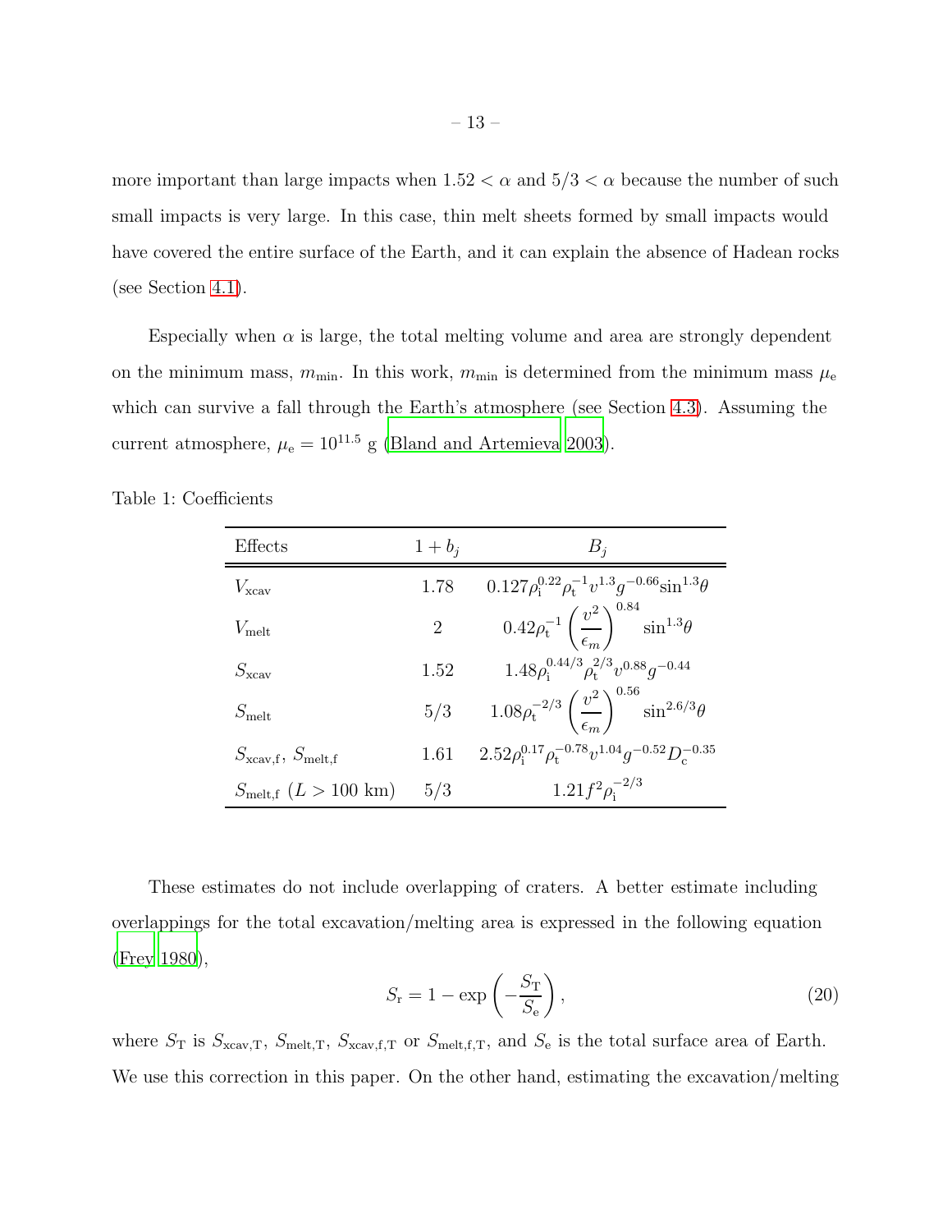more important than large impacts when $1.52 < \alpha$ and $5/3 < \alpha$ because the number of such small impacts is very large. In this case, thin melt sheets formed by small impacts would have covered the entire surface of the Earth, and it can explain the absence of Hadean rocks (see Section 4.1).

Especially when $\alpha$ is large, the total melting volume and area are strongly dependent on the minimum mass, $m_{\rm min}$. In this work, $m_{\rm min}$ is determined from the minimum mass $\mu_{\rm e}$ which can survive a fall through the Earth's atmosphere (see Section 4.3). Assuming the current atmosphere, $\mu_{\rm e} = 10^{11.5}$ g (Bland and Artemieva 2003).

Table 1: Coefficients

| Effects | $1 + b_j$ | $B_j$ |
|---|---|---|
| $V_{\rm xcav}$ | 1.78 | $0.127\rho_{\rm i}^{0.22}\rho_{\rm t}^{-1}v^{1.3}g^{-0.66}\sin^{1.3}\theta$ |
| $V_{\rm melt}$ | 2 | $0.42\rho_{\rm t}^{-1}\left(\dfrac{v^2}{\epsilon_m}\right)^{0.84}\sin^{1.3}\theta$ |
| $S_{\rm xcav}$ | 1.52 | $1.48\rho_{\rm i}^{0.44/3}\rho_{\rm t}^{2/3}v^{0.88}g^{-0.44}$ |
| $S_{\rm melt}$ | 5/3 | $1.08\rho_{\rm t}^{-2/3}\left(\dfrac{v^2}{\epsilon_m}\right)^{0.56}\sin^{2.6/3}\theta$ |
| $S_{\rm xcav,f}$, $S_{\rm melt,f}$ | 1.61 | $2.52\rho_{\rm i}^{0.17}\rho_{\rm t}^{-0.78}v^{1.04}g^{-0.52}D_{\rm c}^{-0.35}$ |
| $S_{\rm melt,f}$ ($L > 100$ km) | 5/3 | $1.21f^2\rho_{\rm i}^{-2/3}$ |

These estimates do not include overlapping of craters. A better estimate including overlappings for the total excavation/melting area is expressed in the following equation (Frey 1980),

$$S_{\rm r} = 1 - \exp\left(-\frac{S_{\rm T}}{S_{\rm e}}\right), \tag{20}$$

where $S_{\rm T}$ is $S_{\rm xcav,T}$, $S_{\rm melt,T}$, $S_{\rm xcav,f,T}$ or $S_{\rm melt,f,T}$, and $S_{\rm e}$ is the total surface area of Earth. We use this correction in this paper. On the other hand, estimating the excavation/melting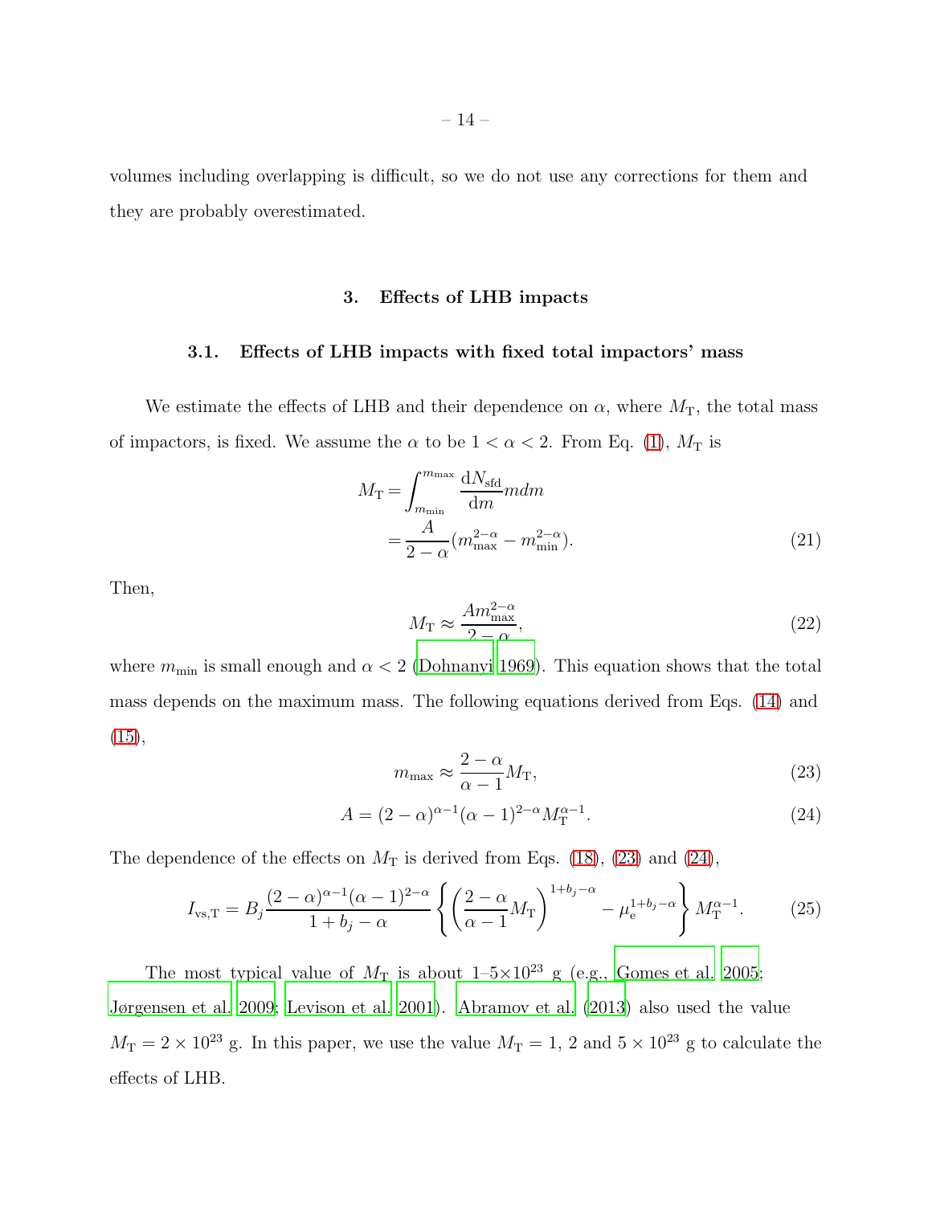volumes including overlapping is difficult, so we do not use any corrections for them and they are probably overestimated.

## 3. Effects of LHB impacts

### 3.1. Effects of LHB impacts with fixed total impactors' mass

We estimate the effects of LHB and their dependence on $\alpha$, where $M_{\rm T}$, the total mass of impactors, is fixed. We assume the $\alpha$ to be $1 < \alpha < 2$. From Eq. (1), $M_{\rm T}$ is

$$
\begin{aligned}
M_{\rm T} &= \int_{m_{\rm min}}^{m_{\rm max}} \frac{{\rm d}N_{\rm sfd}}{{\rm d}m} m dm \\
&= \frac{A}{2-\alpha}(m_{\rm max}^{2-\alpha} - m_{\rm min}^{2-\alpha}).
\end{aligned}
\tag{21}
$$

Then,

$$
M_{\rm T} \approx \frac{A m_{\rm max}^{2-\alpha}}{2-\alpha}, \tag{22}
$$

where $m_{\rm min}$ is small enough and $\alpha < 2$ (Dohnanyi 1969). This equation shows that the total mass depends on the maximum mass. The following equations derived from Eqs. (14) and (15),

$$
m_{\rm max} \approx \frac{2-\alpha}{\alpha-1} M_{\rm T}, \tag{23}
$$

$$
A = (2-\alpha)^{\alpha-1}(\alpha-1)^{2-\alpha} M_{\rm T}^{\alpha-1}. \tag{24}
$$

The dependence of the effects on $M_{\rm T}$ is derived from Eqs. (18), (23) and (24),

$$
I_{\rm vs,T} = B_j \frac{(2-\alpha)^{\alpha-1}(\alpha-1)^{2-\alpha}}{1+b_j-\alpha} \left\{ \left( \frac{2-\alpha}{\alpha-1} M_{\rm T} \right)^{1+b_j-\alpha} - \mu_{\rm e}^{1+b_j-\alpha} \right\} M_{\rm T}^{\alpha-1}. \tag{25}
$$

The most typical value of $M_{\rm T}$ is about 1–5$\times10^{23}$ g (e.g., Gomes et al. 2005; Jørgensen et al. 2009; Levison et al. 2001). Abramov et al. (2013) also used the value $M_{\rm T} = 2 \times 10^{23}$ g. In this paper, we use the value $M_{\rm T} = 1$, 2 and $5 \times 10^{23}$ g to calculate the effects of LHB.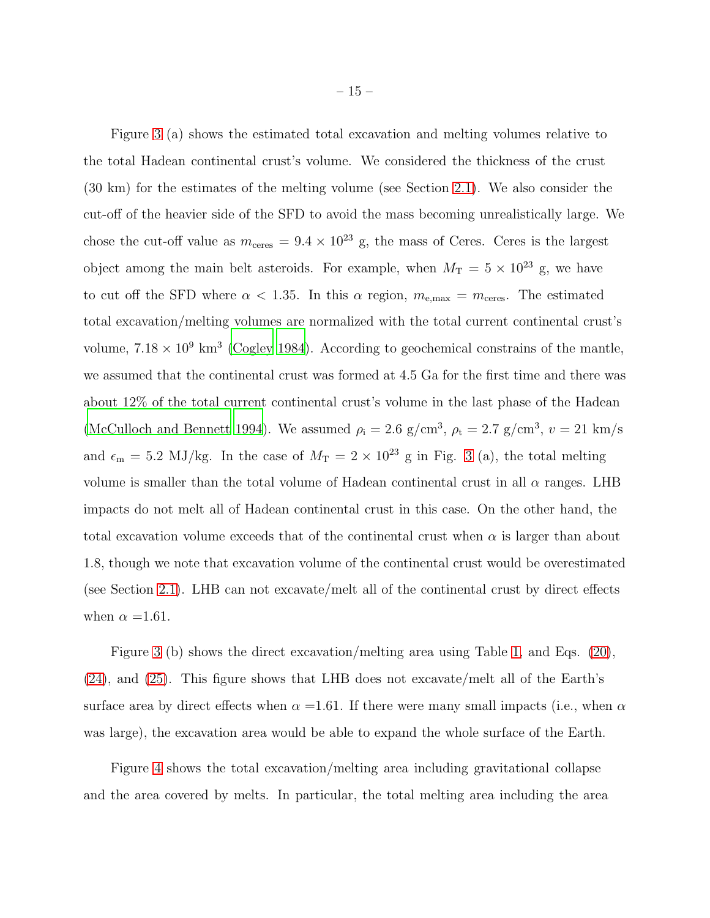Figure 3 (a) shows the estimated total excavation and melting volumes relative to the total Hadean continental crust's volume. We considered the thickness of the crust (30 km) for the estimates of the melting volume (see Section 2.1). We also consider the cut-off of the heavier side of the SFD to avoid the mass becoming unrealistically large. We chose the cut-off value as $m_{\mathrm{ceres}} = 9.4 \times 10^{23}$ g, the mass of Ceres. Ceres is the largest object among the main belt asteroids. For example, when $M_{\mathrm{T}} = 5 \times 10^{23}$ g, we have to cut off the SFD where $\alpha < 1.35$. In this $\alpha$ region, $m_{\mathrm{e,max}} = m_{\mathrm{ceres}}$. The estimated total excavation/melting volumes are normalized with the total current continental crust's volume, $7.18 \times 10^{9}$ km$^3$ (Cogley 1984). According to geochemical constrains of the mantle, we assumed that the continental crust was formed at 4.5 Ga for the first time and there was about 12% of the total current continental crust's volume in the last phase of the Hadean (McCulloch and Bennett 1994). We assumed $\rho_{\mathrm{i}} = 2.6$ g/cm$^3$, $\rho_{\mathrm{t}} = 2.7$ g/cm$^3$, $v = 21$ km/s and $\epsilon_{\mathrm{m}} = 5.2$ MJ/kg. In the case of $M_{\mathrm{T}} = 2 \times 10^{23}$ g in Fig. 3 (a), the total melting volume is smaller than the total volume of Hadean continental crust in all $\alpha$ ranges. LHB impacts do not melt all of Hadean continental crust in this case. On the other hand, the total excavation volume exceeds that of the continental crust when $\alpha$ is larger than about 1.8, though we note that excavation volume of the continental crust would be overestimated (see Section 2.1). LHB can not excavate/melt all of the continental crust by direct effects when $\alpha$ =1.61.

Figure 3 (b) shows the direct excavation/melting area using Table 1, and Eqs. (20), (24), and (25). This figure shows that LHB does not excavate/melt all of the Earth's surface area by direct effects when $\alpha$ =1.61. If there were many small impacts (i.e., when $\alpha$ was large), the excavation area would be able to expand the whole surface of the Earth.

Figure 4 shows the total excavation/melting area including gravitational collapse and the area covered by melts. In particular, the total melting area including the area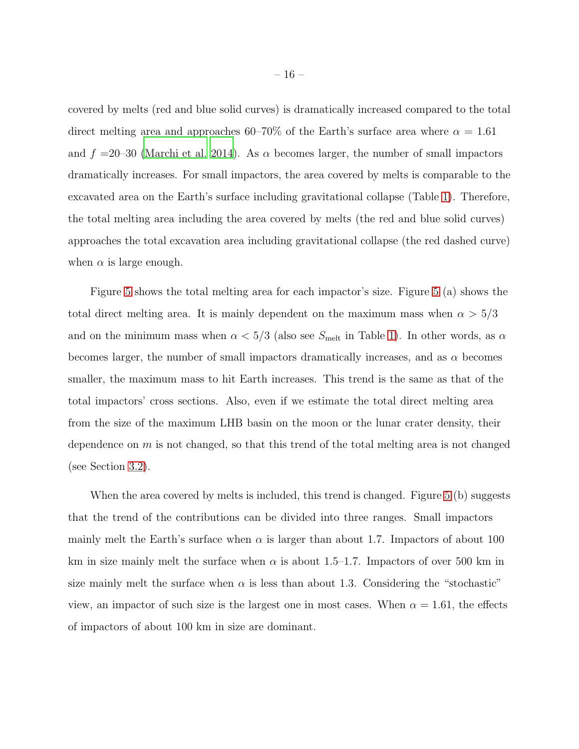covered by melts (red and blue solid curves) is dramatically increased compared to the total direct melting area and approaches 60–70% of the Earth's surface area where $\alpha = 1.61$ and $f$ =20–30 (Marchi et al. 2014). As $\alpha$ becomes larger, the number of small impactors dramatically increases. For small impactors, the area covered by melts is comparable to the excavated area on the Earth's surface including gravitational collapse (Table 1). Therefore, the total melting area including the area covered by melts (the red and blue solid curves) approaches the total excavation area including gravitational collapse (the red dashed curve) when $\alpha$ is large enough.

Figure 5 shows the total melting area for each impactor's size. Figure 5 (a) shows the total direct melting area. It is mainly dependent on the maximum mass when $\alpha > 5/3$ and on the minimum mass when $\alpha < 5/3$ (also see $S_{\rm melt}$ in Table 1). In other words, as $\alpha$ becomes larger, the number of small impactors dramatically increases, and as $\alpha$ becomes smaller, the maximum mass to hit Earth increases. This trend is the same as that of the total impactors' cross sections. Also, even if we estimate the total direct melting area from the size of the maximum LHB basin on the moon or the lunar crater density, their dependence on $m$ is not changed, so that this trend of the total melting area is not changed (see Section 3.2).

When the area covered by melts is included, this trend is changed. Figure 5 (b) suggests that the trend of the contributions can be divided into three ranges. Small impactors mainly melt the Earth's surface when $\alpha$ is larger than about 1.7. Impactors of about 100 km in size mainly melt the surface when $\alpha$ is about 1.5–1.7. Impactors of over 500 km in size mainly melt the surface when $\alpha$ is less than about 1.3. Considering the "stochastic" view, an impactor of such size is the largest one in most cases. When $\alpha = 1.61$, the effects of impactors of about 100 km in size are dominant.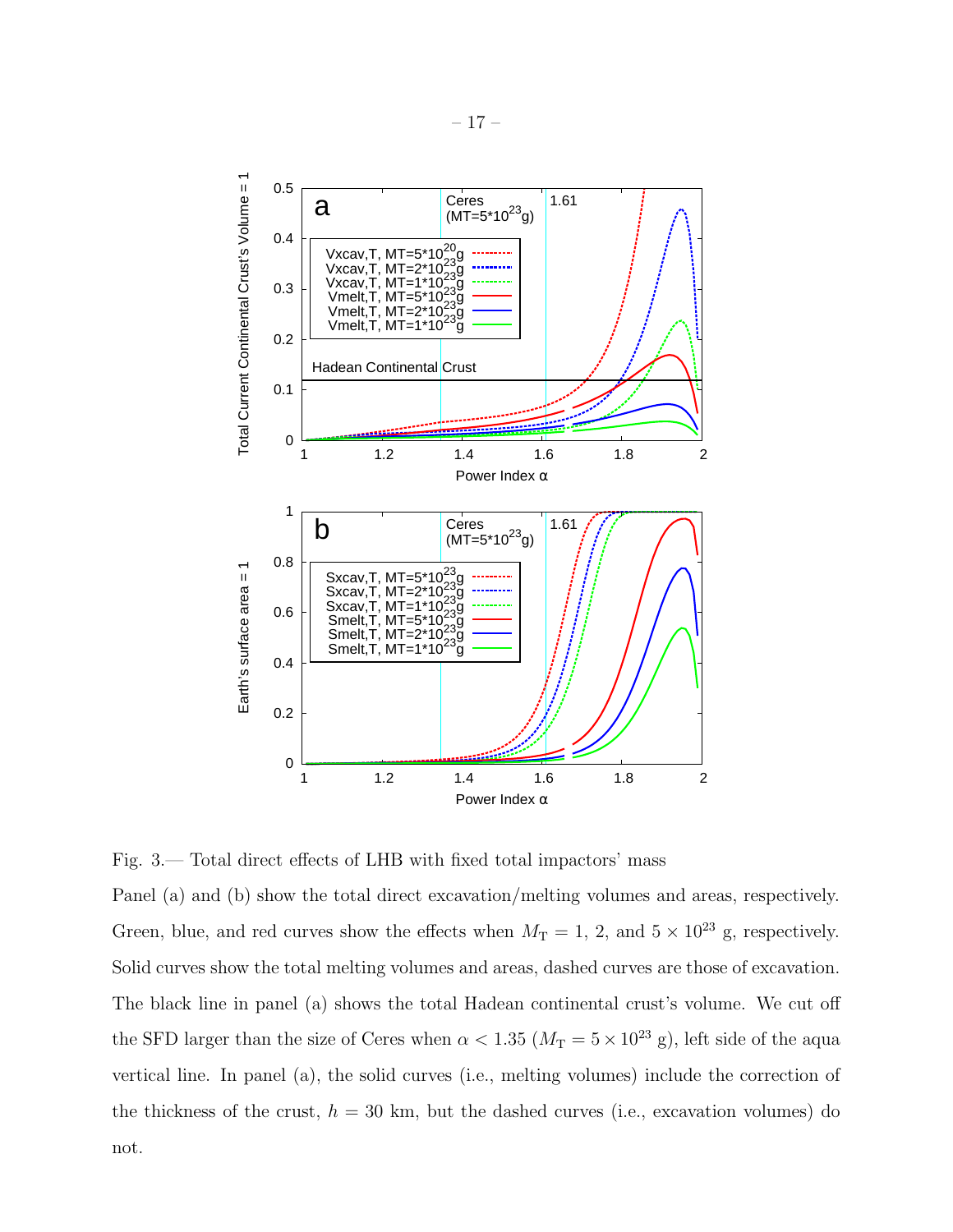Fig. 3.— Total direct effects of LHB with fixed total impactors' mass

Panel (a) and (b) show the total direct excavation/melting volumes and areas, respectively. Green, blue, and red curves show the effects when $M_\mathrm{T} = 1$, 2, and $5 \times 10^{23}$ g, respectively. Solid curves show the total melting volumes and areas, dashed curves are those of excavation. The black line in panel (a) shows the total Hadean continental crust's volume. We cut off the SFD larger than the size of Ceres when $\alpha < 1.35$ ($M_\mathrm{T} = 5 \times 10^{23}$ g), left side of the aqua vertical line. In panel (a), the solid curves (i.e., melting volumes) include the correction of the thickness of the crust, $h = 30$ km, but the dashed curves (i.e., excavation volumes) do not.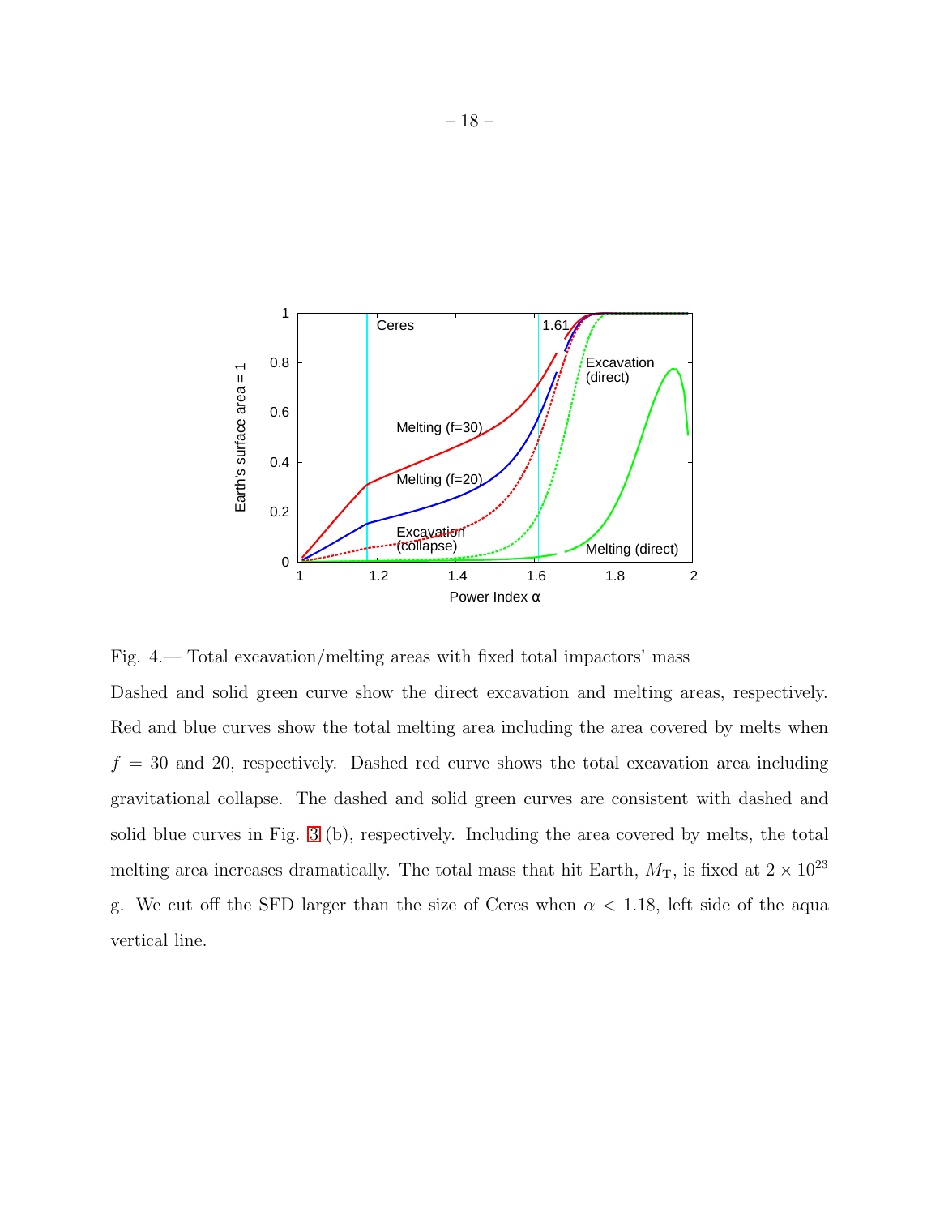Fig. 4.— Total excavation/melting areas with fixed total impactors' mass

Dashed and solid green curve show the direct excavation and melting areas, respectively. Red and blue curves show the total melting area including the area covered by melts when $f = 30$ and 20, respectively. Dashed red curve shows the total excavation area including gravitational collapse. The dashed and solid green curves are consistent with dashed and solid blue curves in Fig. 3 (b), respectively. Including the area covered by melts, the total melting area increases dramatically. The total mass that hit Earth, $M_T$, is fixed at $2 \times 10^{23}$ g. We cut off the SFD larger than the size of Ceres when $\alpha < 1.18$, left side of the aqua vertical line.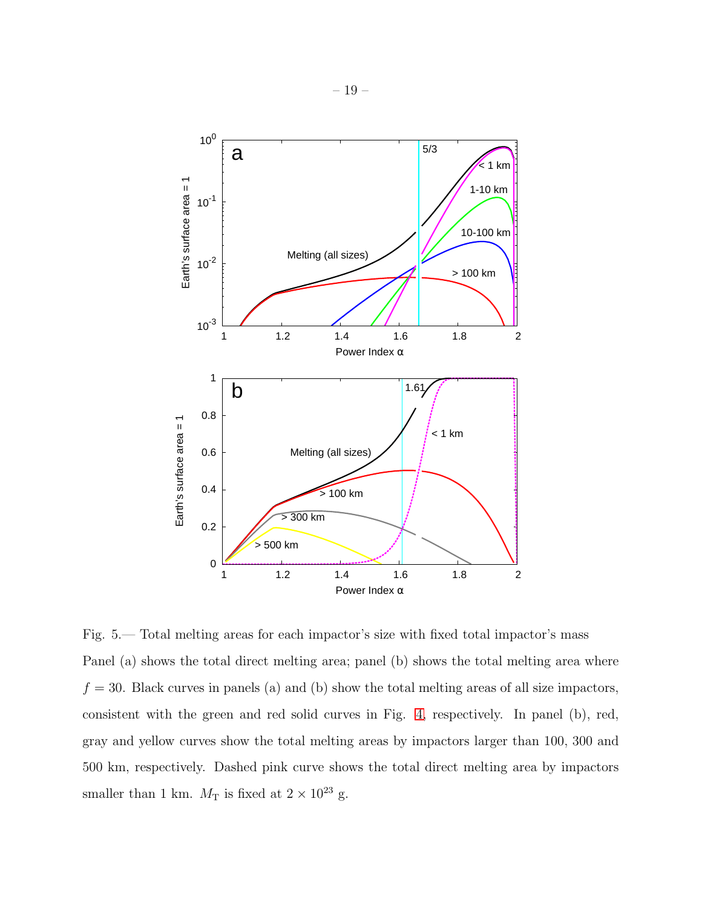Fig. 5.— Total melting areas for each impactor's size with fixed total impactor's mass Panel (a) shows the total direct melting area; panel (b) shows the total melting area where $f = 30$. Black curves in panels (a) and (b) show the total melting areas of all size impactors, consistent with the green and red solid curves in Fig. 4, respectively. In panel (b), red, gray and yellow curves show the total melting areas by impactors larger than 100, 300 and 500 km, respectively. Dashed pink curve shows the total direct melting area by impactors smaller than 1 km. $M_{\mathrm{T}}$ is fixed at $2 \times 10^{23}$ g.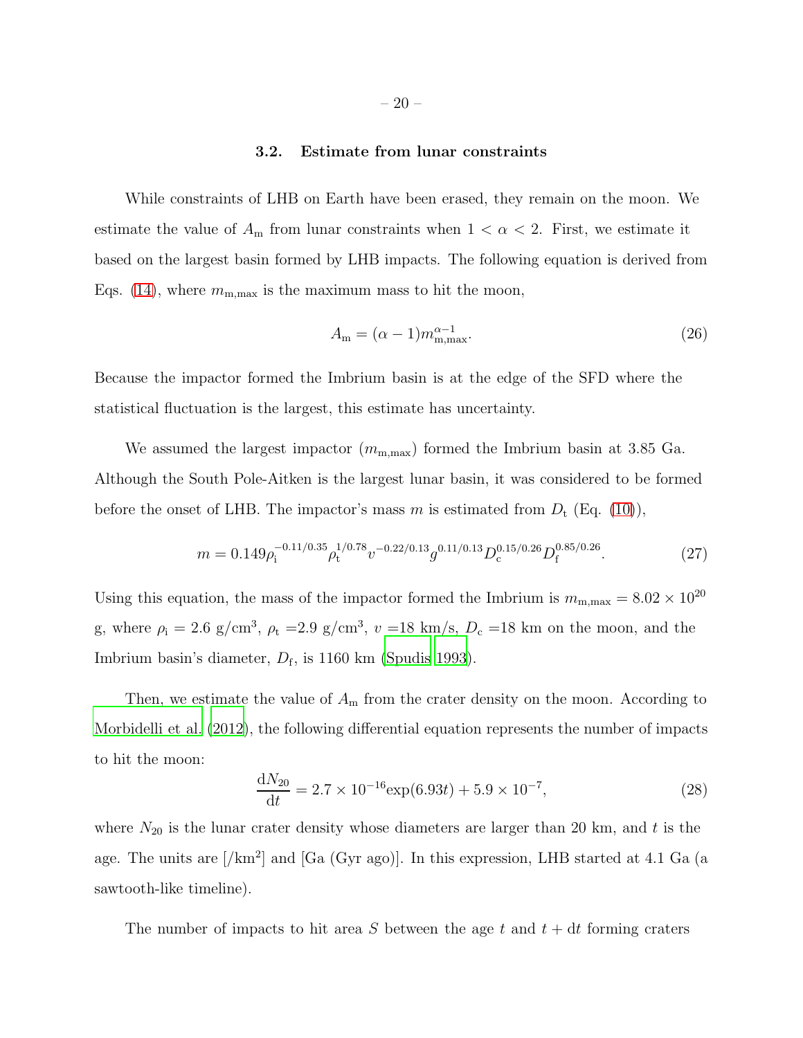### 3.2. Estimate from lunar constraints

While constraints of LHB on Earth have been erased, they remain on the moon. We estimate the value of $A_{\rm m}$ from lunar constraints when $1 < \alpha < 2$. First, we estimate it based on the largest basin formed by LHB impacts. The following equation is derived from Eqs. (14), where $m_{\rm m,max}$ is the maximum mass to hit the moon,

$$A_{\rm m} = (\alpha - 1) m_{\rm m,max}^{\alpha-1}. \tag{26}$$

Because the impactor formed the Imbrium basin is at the edge of the SFD where the statistical fluctuation is the largest, this estimate has uncertainty.

We assumed the largest impactor ($m_{\rm m,max}$) formed the Imbrium basin at 3.85 Ga. Although the South Pole-Aitken is the largest lunar basin, it was considered to be formed before the onset of LHB. The impactor's mass $m$ is estimated from $D_{\rm t}$ (Eq. (10)),

$$m = 0.149 \rho_{\rm i}^{-0.11/0.35} \rho_{\rm t}^{1/0.78} v^{-0.22/0.13} g^{0.11/0.13} D_{\rm c}^{0.15/0.26} D_{\rm f}^{0.85/0.26}. \tag{27}$$

Using this equation, the mass of the impactor formed the Imbrium is $m_{\rm m,max} = 8.02 \times 10^{20}$ g, where $\rho_{\rm i} = 2.6$ g/cm$^3$, $\rho_{\rm t} = 2.9$ g/cm$^3$, $v = 18$ km/s, $D_{\rm c} = 18$ km on the moon, and the Imbrium basin's diameter, $D_{\rm f}$, is 1160 km (Spudis 1993).

Then, we estimate the value of $A_{\rm m}$ from the crater density on the moon. According to Morbidelli et al. (2012), the following differential equation represents the number of impacts to hit the moon:

$$\frac{{\rm d}N_{20}}{{\rm d}t} = 2.7 \times 10^{-16} {\rm exp}(6.93t) + 5.9 \times 10^{-7}, \tag{28}$$

where $N_{20}$ is the lunar crater density whose diameters are larger than 20 km, and $t$ is the age. The units are [/km$^2$] and [Ga (Gyr ago)]. In this expression, LHB started at 4.1 Ga (a sawtooth-like timeline).

The number of impacts to hit area $S$ between the age $t$ and $t + {\rm d}t$ forming craters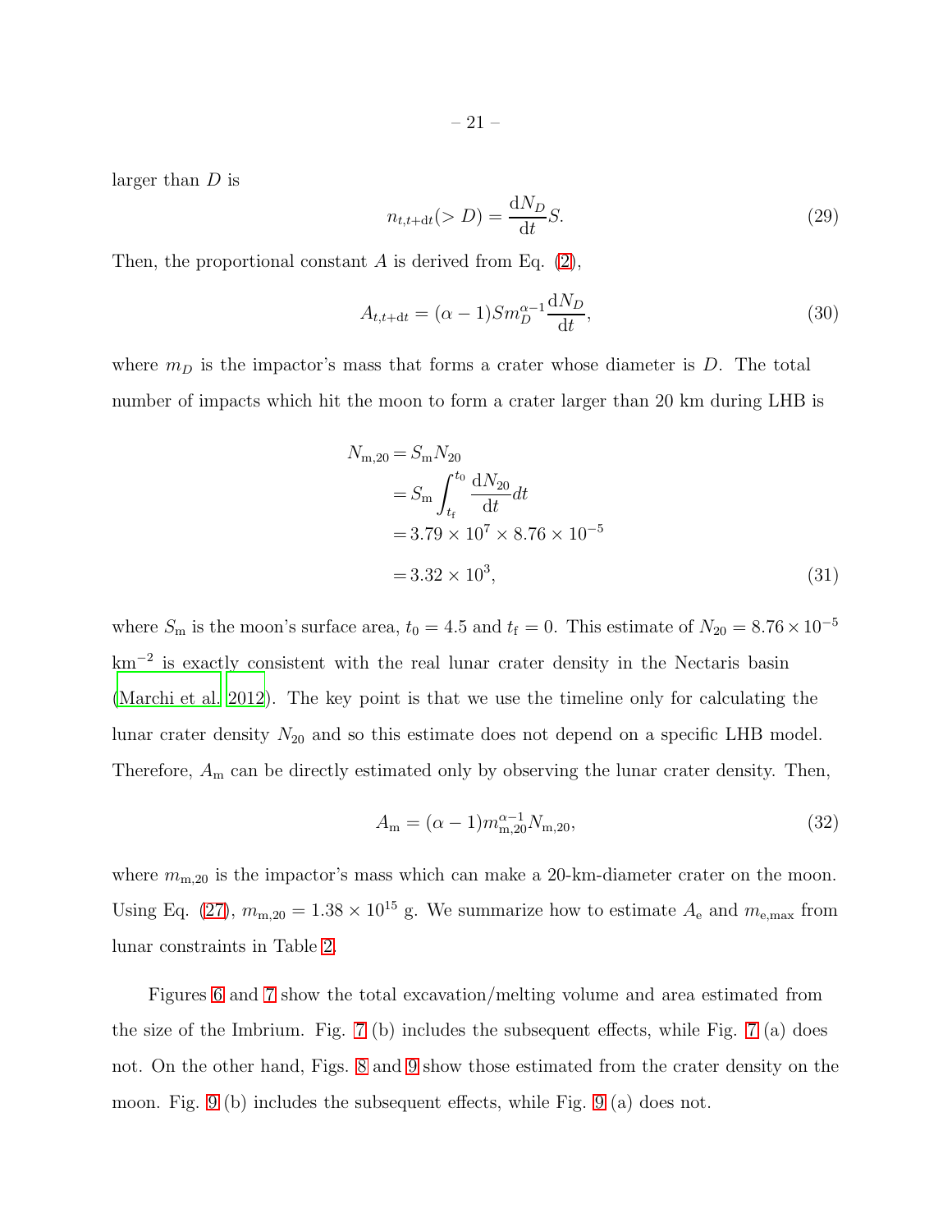larger than $D$ is

$$n_{t,t+\mathrm{d}t}(>D) = \frac{\mathrm{d}N_D}{\mathrm{d}t}S. \tag{29}$$

Then, the proportional constant $A$ is derived from Eq. (2),

$$A_{t,t+\mathrm{d}t} = (\alpha - 1)Sm_D^{\alpha-1}\frac{\mathrm{d}N_D}{\mathrm{d}t}, \tag{30}$$

where $m_D$ is the impactor's mass that forms a crater whose diameter is $D$. The total number of impacts which hit the moon to form a crater larger than 20 km during LHB is

$$\begin{aligned}
N_{\mathrm{m},20} &= S_{\mathrm{m}}N_{20} \\
&= S_{\mathrm{m}}\int_{t_{\mathrm{f}}}^{t_0}\frac{\mathrm{d}N_{20}}{\mathrm{d}t}dt \\
&= 3.79\times 10^7 \times 8.76\times 10^{-5} \\
&= 3.32\times 10^3,
\end{aligned} \tag{31}$$

where $S_{\mathrm{m}}$ is the moon's surface area, $t_0 = 4.5$ and $t_{\mathrm{f}} = 0$. This estimate of $N_{20} = 8.76\times 10^{-5}$ $\mathrm{km}^{-2}$ is exactly consistent with the real lunar crater density in the Nectaris basin (Marchi et al. 2012). The key point is that we use the timeline only for calculating the lunar crater density $N_{20}$ and so this estimate does not depend on a specific LHB model. Therefore, $A_{\mathrm{m}}$ can be directly estimated only by observing the lunar crater density. Then,

$$A_{\mathrm{m}} = (\alpha - 1)m_{\mathrm{m},20}^{\alpha-1}N_{\mathrm{m},20}, \tag{32}$$

where $m_{\mathrm{m},20}$ is the impactor's mass which can make a 20-km-diameter crater on the moon. Using Eq. (27), $m_{\mathrm{m},20} = 1.38\times 10^{15}$ g. We summarize how to estimate $A_{\mathrm{e}}$ and $m_{\mathrm{e,max}}$ from lunar constraints in Table 2.

Figures 6 and 7 show the total excavation/melting volume and area estimated from the size of the Imbrium. Fig. 7 (b) includes the subsequent effects, while Fig. 7 (a) does not. On the other hand, Figs. 8 and 9 show those estimated from the crater density on the moon. Fig. 9 (b) includes the subsequent effects, while Fig. 9 (a) does not.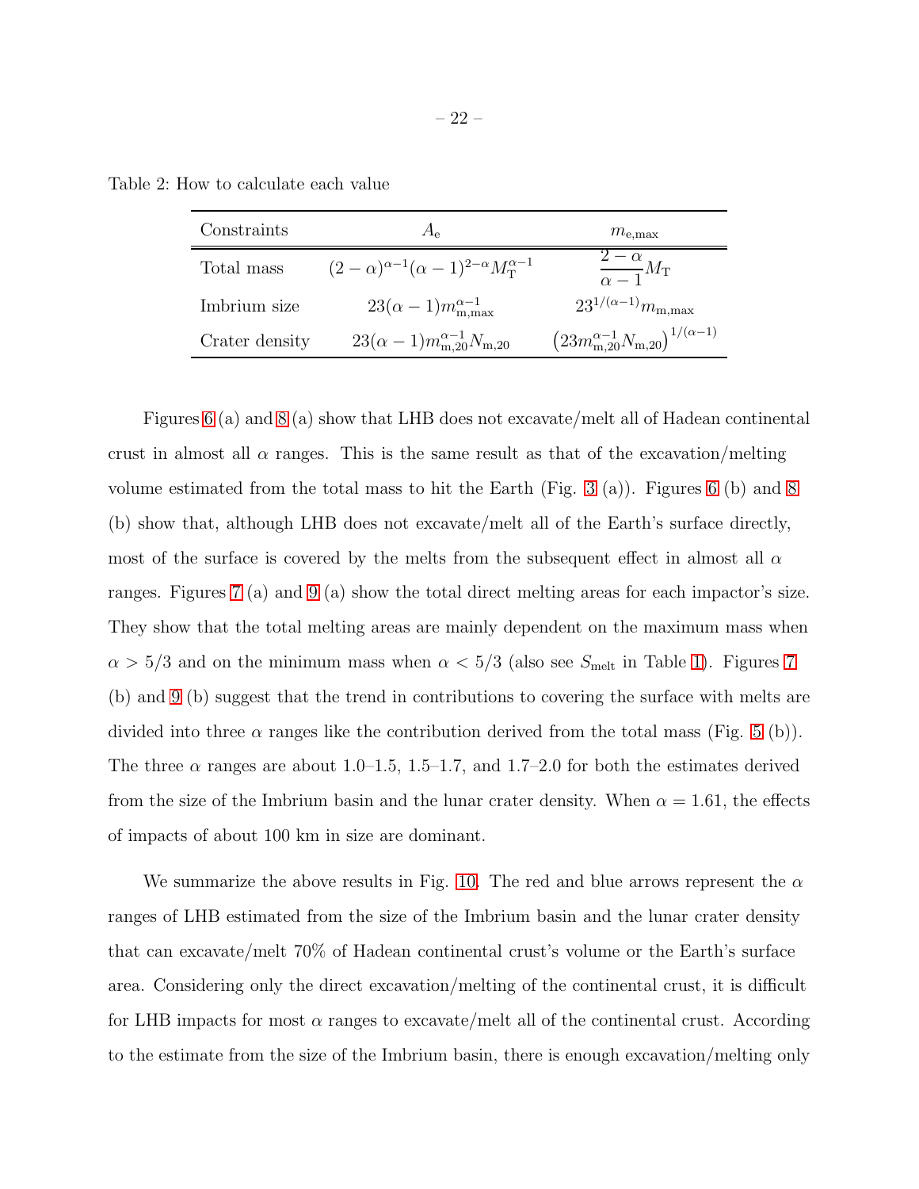Table 2: How to calculate each value

| Constraints | $A_\mathrm{e}$ | $m_\mathrm{e,max}$ |
|---|---|---|
| Total mass | $(2-\alpha)^{\alpha-1}(\alpha-1)^{2-\alpha}M_\mathrm{T}^{\alpha-1}$ | $\dfrac{2-\alpha}{\alpha-1}M_\mathrm{T}$ |
| Imbrium size | $23(\alpha-1)m_\mathrm{m,max}^{\alpha-1}$ | $23^{1/(\alpha-1)}m_\mathrm{m,max}$ |
| Crater density | $23(\alpha-1)m_\mathrm{m,20}^{\alpha-1}N_\mathrm{m,20}$ | $\left(23m_\mathrm{m,20}^{\alpha-1}N_\mathrm{m,20}\right)^{1/(\alpha-1)}$ |

Figures 6 (a) and 8 (a) show that LHB does not excavate/melt all of Hadean continental crust in almost all $\alpha$ ranges. This is the same result as that of the excavation/melting volume estimated from the total mass to hit the Earth (Fig. 3 (a)). Figures 6 (b) and 8 (b) show that, although LHB does not excavate/melt all of the Earth's surface directly, most of the surface is covered by the melts from the subsequent effect in almost all $\alpha$ ranges. Figures 7 (a) and 9 (a) show the total direct melting areas for each impactor's size. They show that the total melting areas are mainly dependent on the maximum mass when $\alpha > 5/3$ and on the minimum mass when $\alpha < 5/3$ (also see $S_\mathrm{melt}$ in Table 1). Figures 7 (b) and 9 (b) suggest that the trend in contributions to covering the surface with melts are divided into three $\alpha$ ranges like the contribution derived from the total mass (Fig. 5 (b)). The three $\alpha$ ranges are about 1.0–1.5, 1.5–1.7, and 1.7–2.0 for both the estimates derived from the size of the Imbrium basin and the lunar crater density. When $\alpha = 1.61$, the effects of impacts of about 100 km in size are dominant.

We summarize the above results in Fig. 10. The red and blue arrows represent the $\alpha$ ranges of LHB estimated from the size of the Imbrium basin and the lunar crater density that can excavate/melt 70% of Hadean continental crust's volume or the Earth's surface area. Considering only the direct excavation/melting of the continental crust, it is difficult for LHB impacts for most $\alpha$ ranges to excavate/melt all of the continental crust. According to the estimate from the size of the Imbrium basin, there is enough excavation/melting only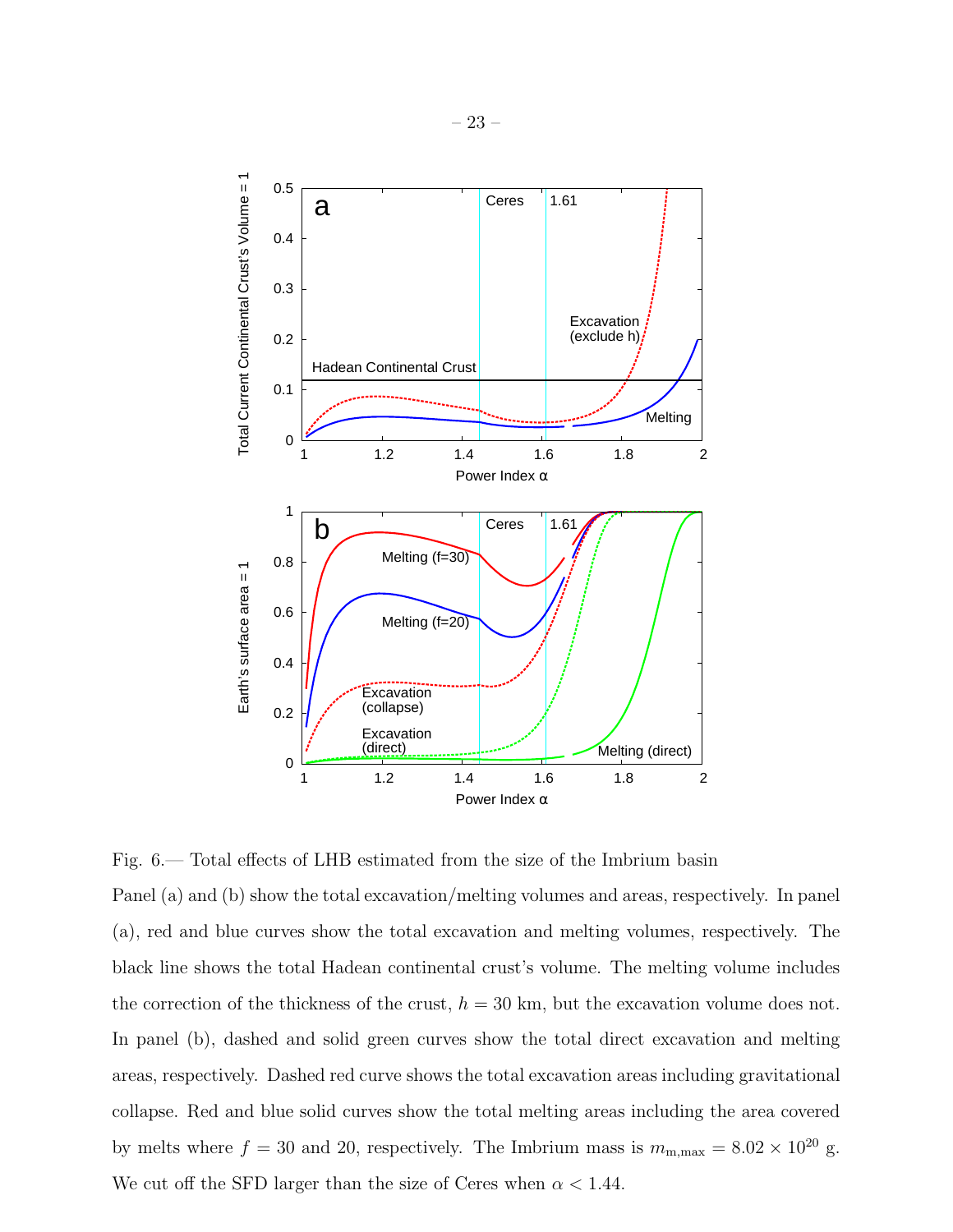Fig. 6.— Total effects of LHB estimated from the size of the Imbrium basin

Panel (a) and (b) show the total excavation/melting volumes and areas, respectively. In panel (a), red and blue curves show the total excavation and melting volumes, respectively. The black line shows the total Hadean continental crust's volume. The melting volume includes the correction of the thickness of the crust, $h = 30$ km, but the excavation volume does not. In panel (b), dashed and solid green curves show the total direct excavation and melting areas, respectively. Dashed red curve shows the total excavation areas including gravitational collapse. Red and blue solid curves show the total melting areas including the area covered by melts where $f = 30$ and 20, respectively. The Imbrium mass is $m_{\mathrm{m,max}} = 8.02 \times 10^{20}$ g. We cut off the SFD larger than the size of Ceres when $\alpha < 1.44$.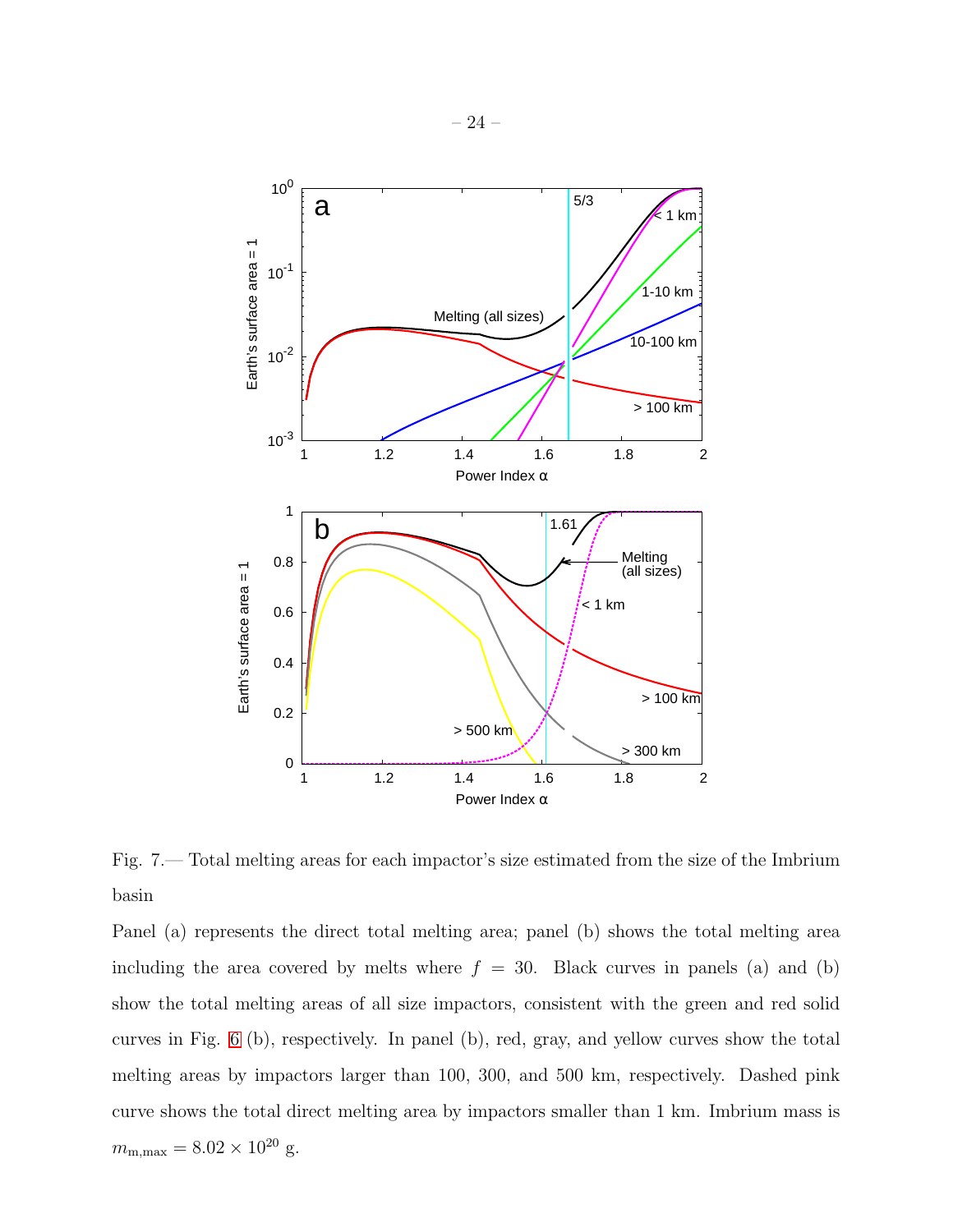Fig. 7.— Total melting areas for each impactor's size estimated from the size of the Imbrium basin

Panel (a) represents the direct total melting area; panel (b) shows the total melting area including the area covered by melts where $f = 30$. Black curves in panels (a) and (b) show the total melting areas of all size impactors, consistent with the green and red solid curves in Fig. 6 (b), respectively. In panel (b), red, gray, and yellow curves show the total melting areas by impactors larger than 100, 300, and 500 km, respectively. Dashed pink curve shows the total direct melting area by impactors smaller than 1 km. Imbrium mass is $m_{\mathrm{m,max}} = 8.02 \times 10^{20}$ g.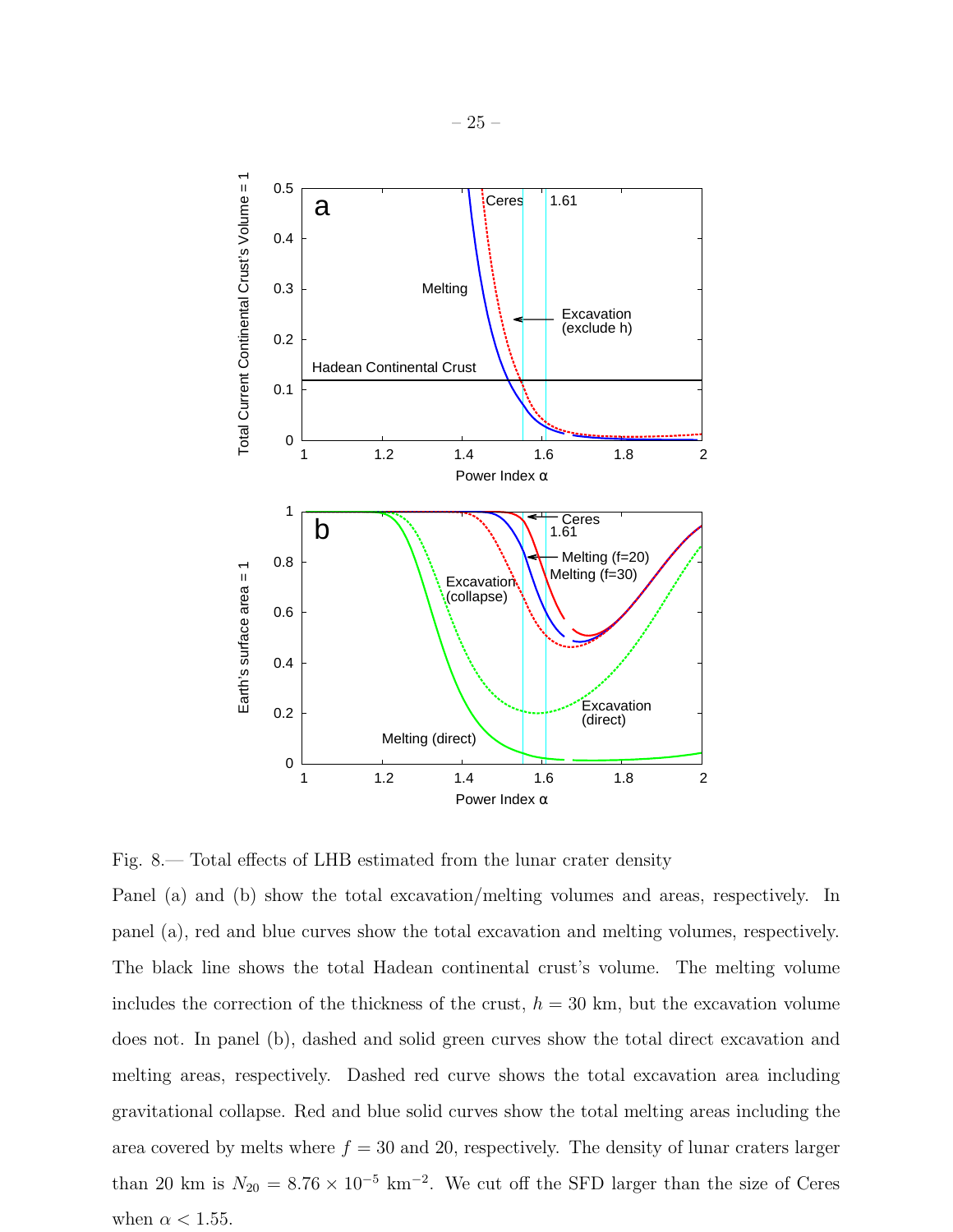Fig. 8.— Total effects of LHB estimated from the lunar crater density

Panel (a) and (b) show the total excavation/melting volumes and areas, respectively. In panel (a), red and blue curves show the total excavation and melting volumes, respectively. The black line shows the total Hadean continental crust's volume. The melting volume includes the correction of the thickness of the crust, $h = 30$ km, but the excavation volume does not. In panel (b), dashed and solid green curves show the total direct excavation and melting areas, respectively. Dashed red curve shows the total excavation area including gravitational collapse. Red and blue solid curves show the total melting areas including the area covered by melts where $f = 30$ and 20, respectively. The density of lunar craters larger than 20 km is $N_{20} = 8.76 \times 10^{-5}$ km$^{-2}$. We cut off the SFD larger than the size of Ceres when $\alpha < 1.55$.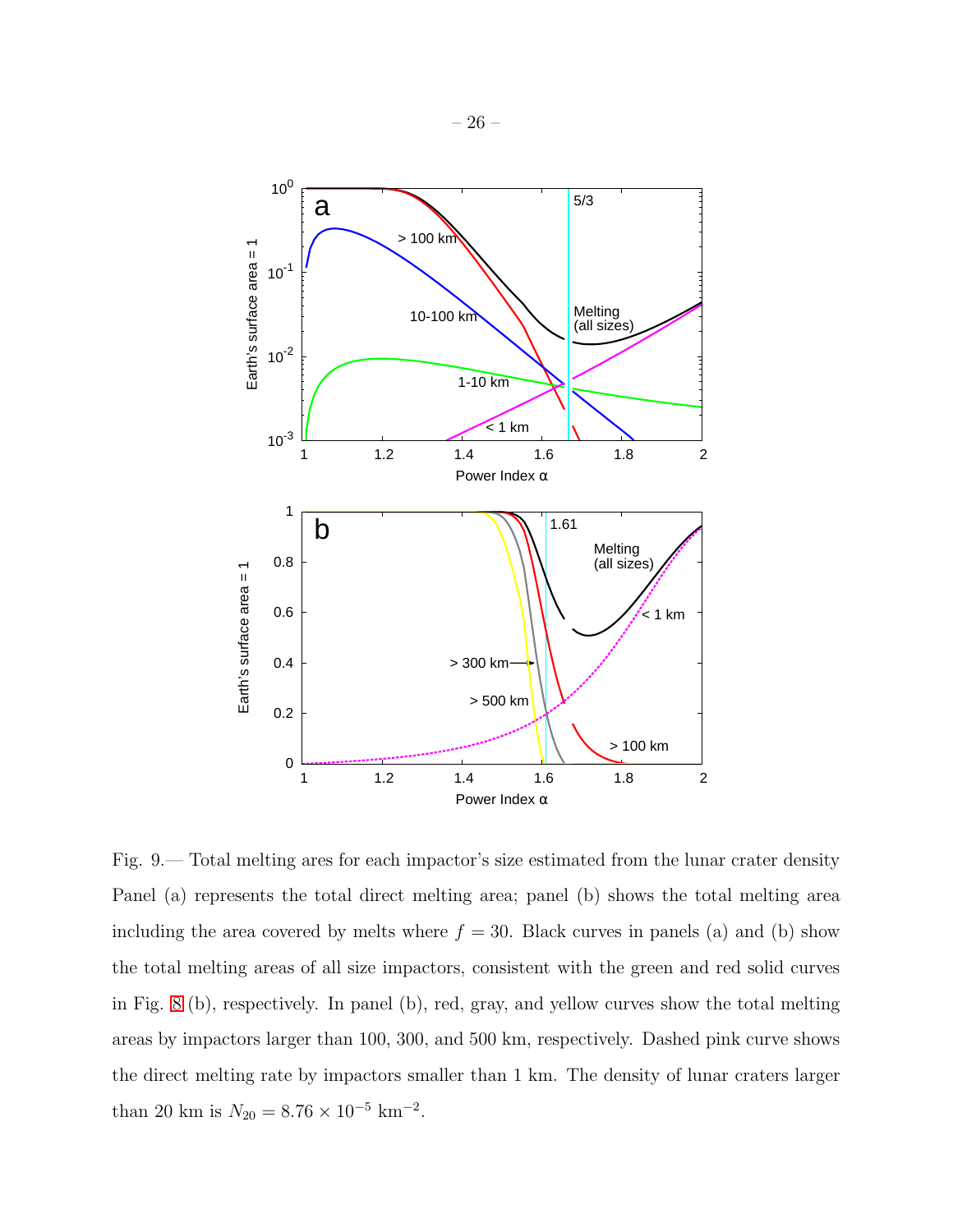Fig. 9.— Total melting ares for each impactor's size estimated from the lunar crater density Panel (a) represents the total direct melting area; panel (b) shows the total melting area including the area covered by melts where $f = 30$. Black curves in panels (a) and (b) show the total melting areas of all size impactors, consistent with the green and red solid curves in Fig. 8 (b), respectively. In panel (b), red, gray, and yellow curves show the total melting areas by impactors larger than 100, 300, and 500 km, respectively. Dashed pink curve shows the direct melting rate by impactors smaller than 1 km. The density of lunar craters larger than 20 km is $N_{20} = 8.76 \times 10^{-5}$ km$^{-2}$.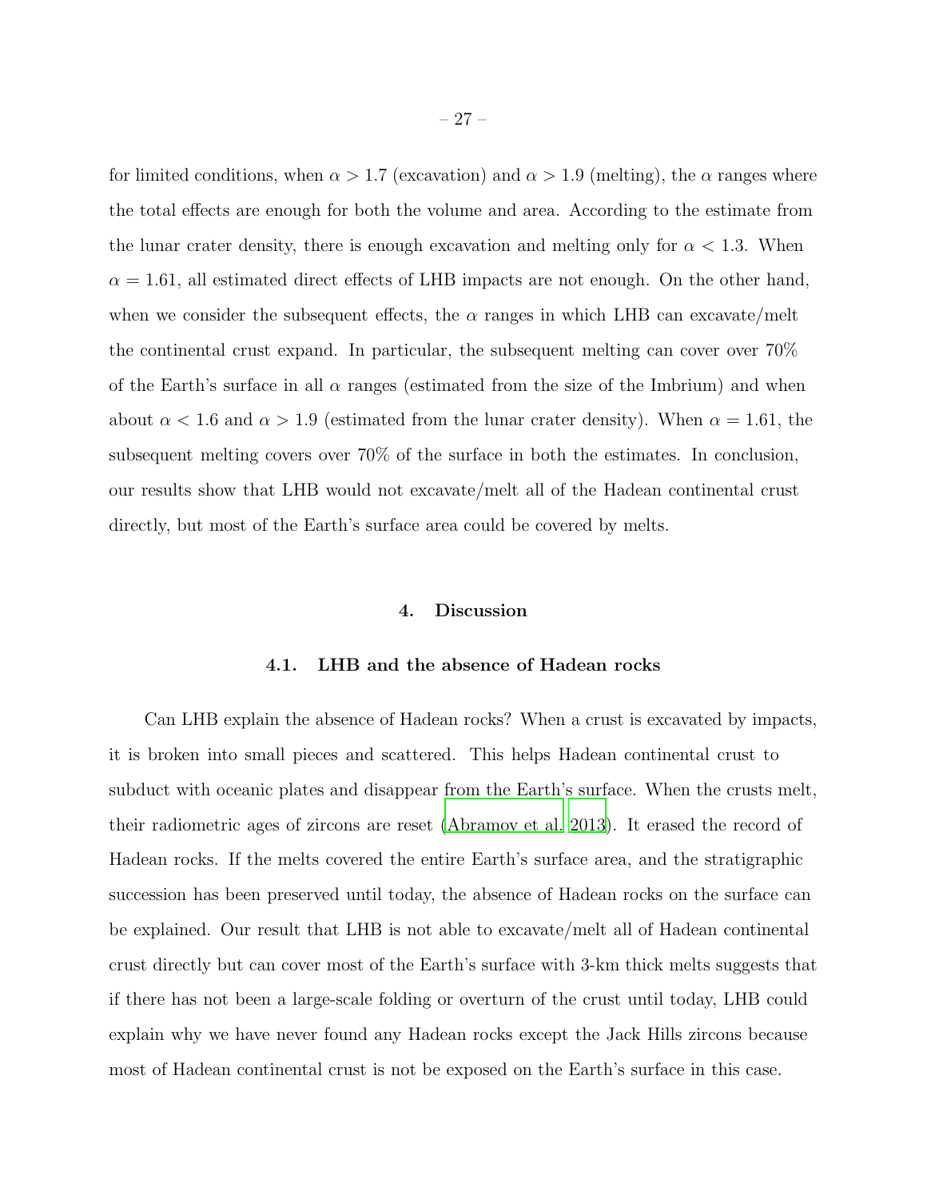for limited conditions, when $\alpha > 1.7$ (excavation) and $\alpha > 1.9$ (melting), the $\alpha$ ranges where the total effects are enough for both the volume and area. According to the estimate from the lunar crater density, there is enough excavation and melting only for $\alpha < 1.3$. When $\alpha = 1.61$, all estimated direct effects of LHB impacts are not enough. On the other hand, when we consider the subsequent effects, the $\alpha$ ranges in which LHB can excavate/melt the continental crust expand. In particular, the subsequent melting can cover over 70% of the Earth's surface in all $\alpha$ ranges (estimated from the size of the Imbrium) and when about $\alpha < 1.6$ and $\alpha > 1.9$ (estimated from the lunar crater density). When $\alpha = 1.61$, the subsequent melting covers over 70% of the surface in both the estimates. In conclusion, our results show that LHB would not excavate/melt all of the Hadean continental crust directly, but most of the Earth's surface area could be covered by melts.

## 4. Discussion

### 4.1. LHB and the absence of Hadean rocks

Can LHB explain the absence of Hadean rocks? When a crust is excavated by impacts, it is broken into small pieces and scattered. This helps Hadean continental crust to subduct with oceanic plates and disappear from the Earth's surface. When the crusts melt, their radiometric ages of zircons are reset (Abramov et al. 2013). It erased the record of Hadean rocks. If the melts covered the entire Earth's surface area, and the stratigraphic succession has been preserved until today, the absence of Hadean rocks on the surface can be explained. Our result that LHB is not able to excavate/melt all of Hadean continental crust directly but can cover most of the Earth's surface with 3-km thick melts suggests that if there has not been a large-scale folding or overturn of the crust until today, LHB could explain why we have never found any Hadean rocks except the Jack Hills zircons because most of Hadean continental crust is not be exposed on the Earth's surface in this case.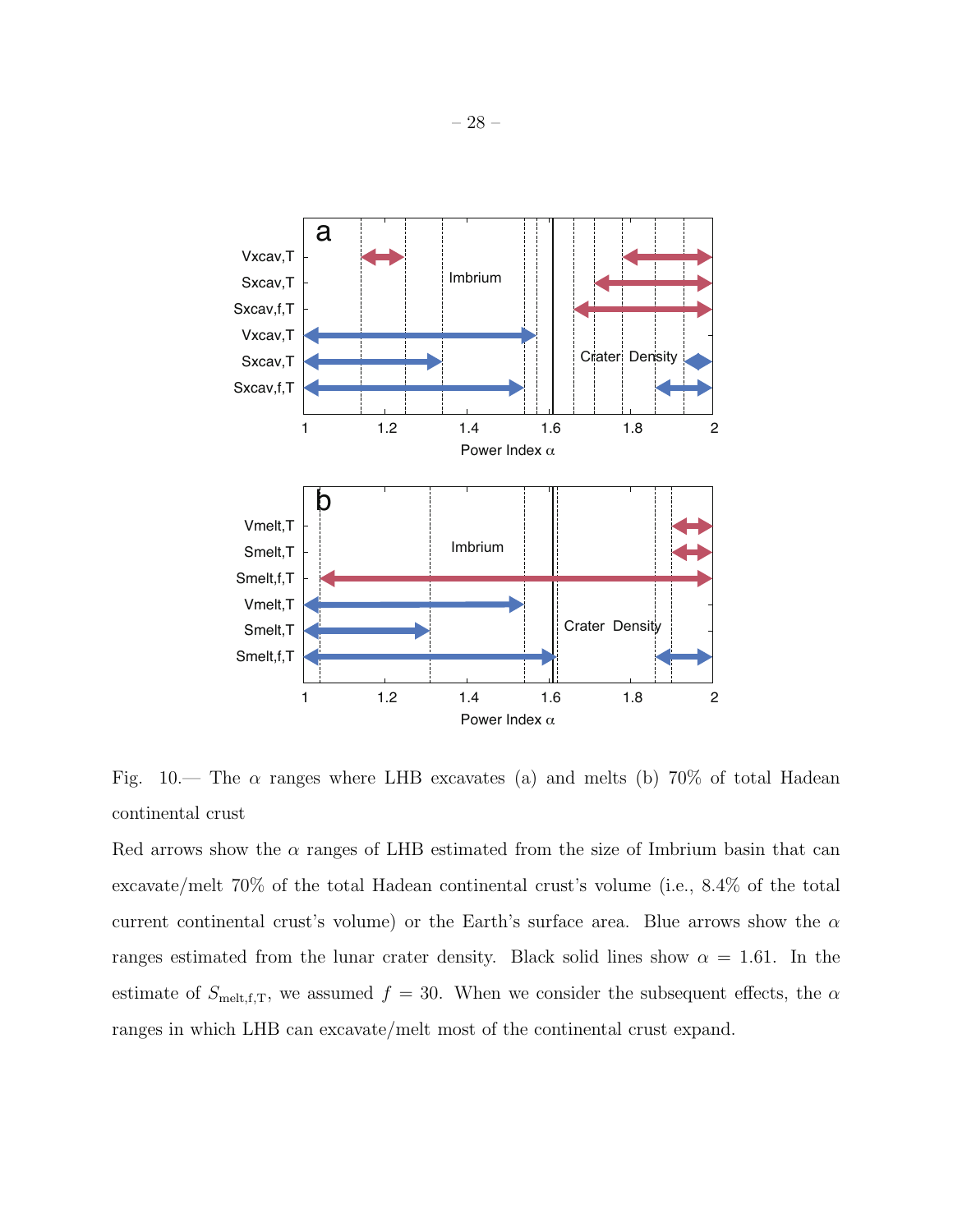Fig. 10.— The $\alpha$ ranges where LHB excavates (a) and melts (b) 70% of total Hadean continental crust

Red arrows show the $\alpha$ ranges of LHB estimated from the size of Imbrium basin that can excavate/melt 70% of the total Hadean continental crust's volume (i.e., 8.4% of the total current continental crust's volume) or the Earth's surface area. Blue arrows show the $\alpha$ ranges estimated from the lunar crater density. Black solid lines show $\alpha = 1.61$. In the estimate of $S_{\mathrm{melt,f,T}}$, we assumed $f = 30$. When we consider the subsequent effects, the $\alpha$ ranges in which LHB can excavate/melt most of the continental crust expand.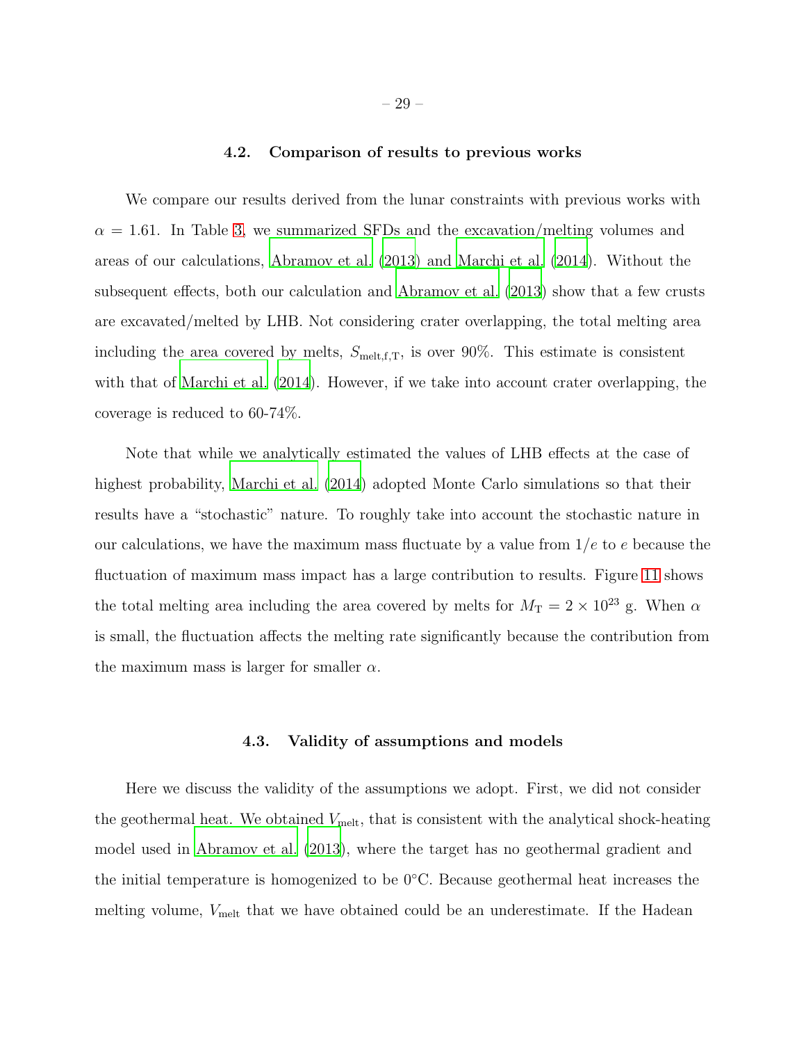### 4.2. Comparison of results to previous works

We compare our results derived from the lunar constraints with previous works with $\alpha = 1.61$. In Table 3, we summarized SFDs and the excavation/melting volumes and areas of our calculations, Abramov et al. (2013) and Marchi et al. (2014). Without the subsequent effects, both our calculation and Abramov et al. (2013) show that a few crusts are excavated/melted by LHB. Not considering crater overlapping, the total melting area including the area covered by melts, $S_{\rm melt,f,T}$, is over 90%. This estimate is consistent with that of Marchi et al. (2014). However, if we take into account crater overlapping, the coverage is reduced to 60-74%.

Note that while we analytically estimated the values of LHB effects at the case of highest probability, Marchi et al. (2014) adopted Monte Carlo simulations so that their results have a "stochastic" nature. To roughly take into account the stochastic nature in our calculations, we have the maximum mass fluctuate by a value from $1/e$ to $e$ because the fluctuation of maximum mass impact has a large contribution to results. Figure 11 shows the total melting area including the area covered by melts for $M_{\rm T} = 2 \times 10^{23}$ g. When $\alpha$ is small, the fluctuation affects the melting rate significantly because the contribution from the maximum mass is larger for smaller $\alpha$.

### 4.3. Validity of assumptions and models

Here we discuss the validity of the assumptions we adopt. First, we did not consider the geothermal heat. We obtained $V_{\rm melt}$, that is consistent with the analytical shock-heating model used in Abramov et al. (2013), where the target has no geothermal gradient and the initial temperature is homogenized to be 0°C. Because geothermal heat increases the melting volume, $V_{\rm melt}$ that we have obtained could be an underestimate. If the Hadean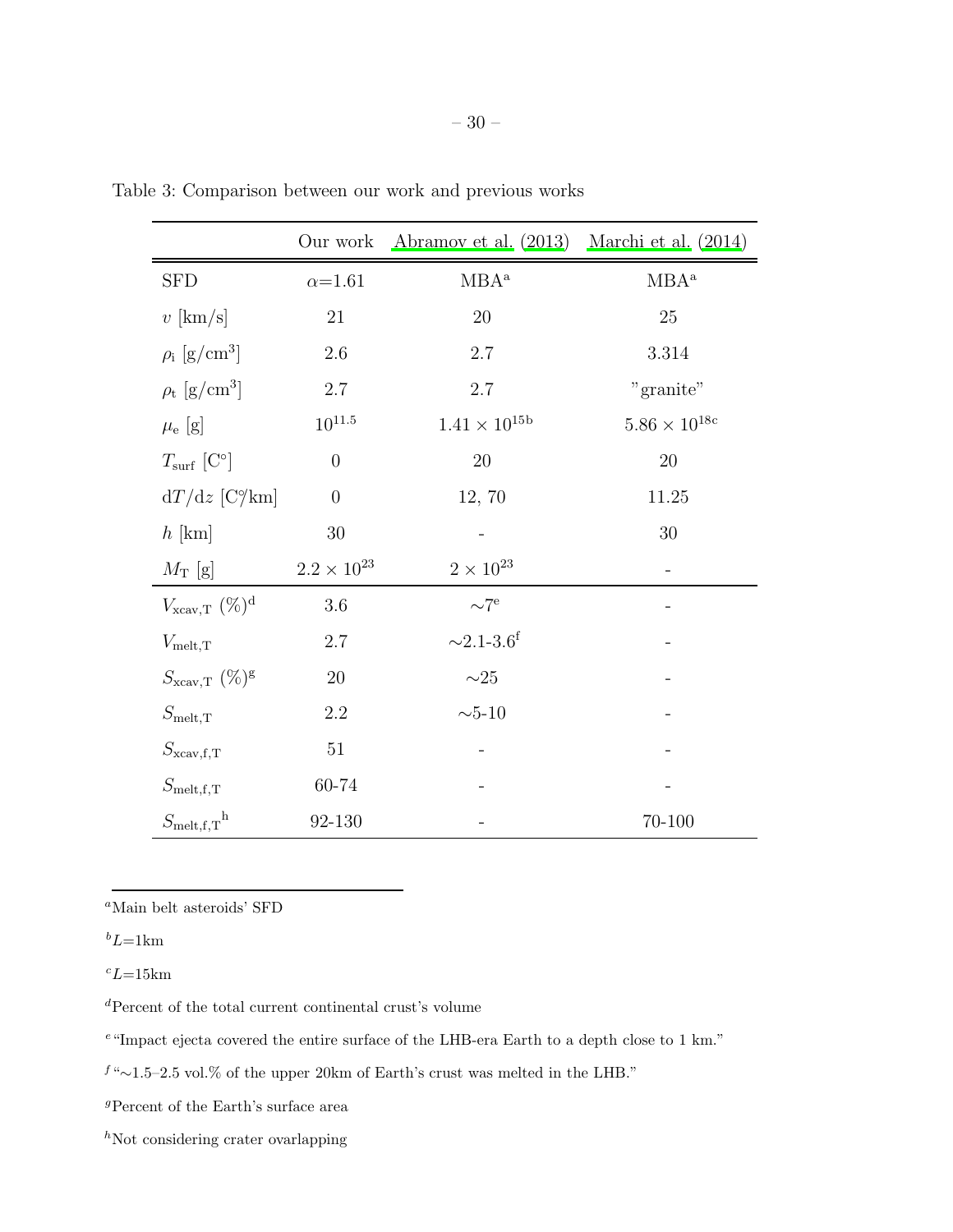Table 3: Comparison between our work and previous works

| | Our work | Abramov et al. (2013) | Marchi et al. (2014) |
|---|---|---|---|
| SFD | $\alpha$=1.61 | MBA[a] | MBA[a] |
| $v$ [km/s] | 21 | 20 | 25 |
| $\rho_{\rm i}$ [g/cm$^3$] | 2.6 | 2.7 | 3.314 |
| $\rho_{\rm t}$ [g/cm$^3$] | 2.7 | 2.7 | "granite" |
| $\mu_{\rm e}$ [g] | $10^{11.5}$ | $1.41 \times 10^{15}$[b] | $5.86 \times 10^{18}$[c] |
| $T_{\rm surf}$ [C°] | 0 | 20 | 20 |
| $\mathrm{d}T/\mathrm{d}z$ [C°/km] | 0 | 12, 70 | 11.25 |
| $h$ [km] | 30 | - | 30 |
| $M_{\rm T}$ [g] | $2.2 \times 10^{23}$ | $2 \times 10^{23}$ | - |
| $V_{\rm xcav,T}$ (%)[d] | 3.6 | ~7[e] | - |
| $V_{\rm melt,T}$ | 2.7 | ~2.1-3.6[f] | - |
| $S_{\rm xcav,T}$ (%)[g] | 20 | ~25 | - |
| $S_{\rm melt,T}$ | 2.2 | ~5-10 | - |
| $S_{\rm xcav,f,T}$ | 51 | - | - |
| $S_{\rm melt,f,T}$ | 60-74 | - | - |
| $S_{\rm melt,f,T}$[h] | 92-130 | - | 70-100 |

[a]Main belt asteroids' SFD

[b]$L$=1km

[c]$L$=15km

[d]Percent of the total current continental crust's volume

[e]"Impact ejecta covered the entire surface of the LHB-era Earth to a depth close to 1 km."

[f]"~1.5–2.5 vol.% of the upper 20km of Earth's crust was melted in the LHB."

[g]Percent of the Earth's surface area

[h]Not considering crater overlapping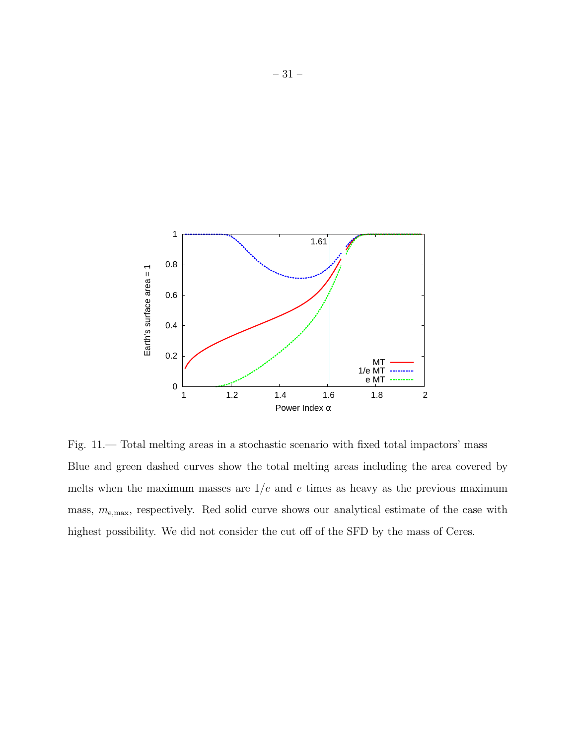Fig. 11.— Total melting areas in a stochastic scenario with fixed total impactors' mass Blue and green dashed curves show the total melting areas including the area covered by melts when the maximum masses are $1/e$ and $e$ times as heavy as the previous maximum mass, $m_{\mathrm{e,max}}$, respectively. Red solid curve shows our analytical estimate of the case with highest possibility. We did not consider the cut off of the SFD by the mass of Ceres.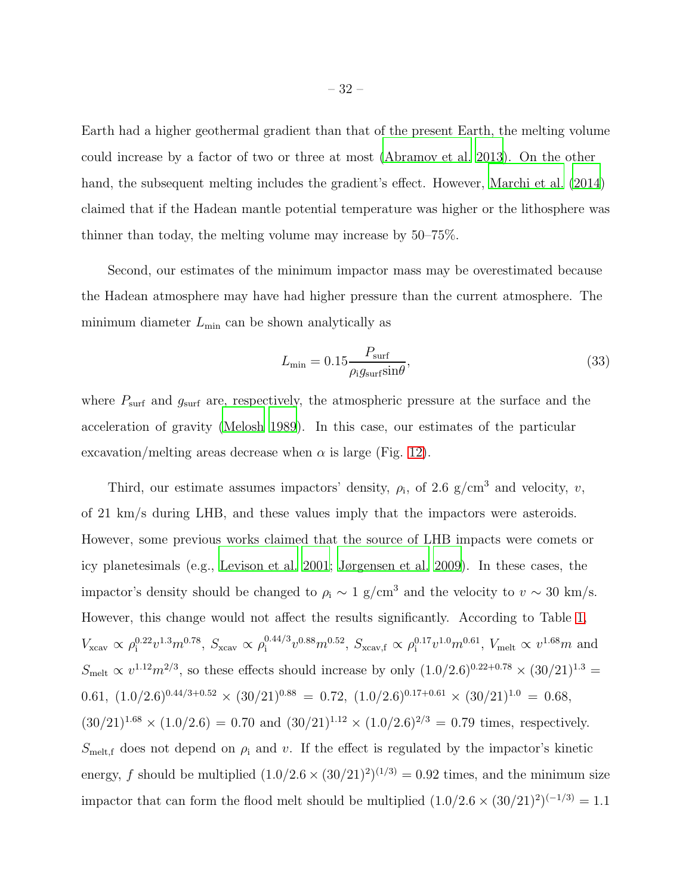Earth had a higher geothermal gradient than that of the present Earth, the melting volume could increase by a factor of two or three at most (Abramov et al. 2013). On the other hand, the subsequent melting includes the gradient's effect. However, Marchi et al. (2014) claimed that if the Hadean mantle potential temperature was higher or the lithosphere was thinner than today, the melting volume may increase by 50–75%.

Second, our estimates of the minimum impactor mass may be overestimated because the Hadean atmosphere may have had higher pressure than the current atmosphere. The minimum diameter $L_{\rm min}$ can be shown analytically as

$$L_{\rm min} = 0.15 \frac{P_{\rm surf}}{\rho_{\rm i} g_{\rm surf} \sin\theta}, \tag{33}$$

where $P_{\rm surf}$ and $g_{\rm surf}$ are, respectively, the atmospheric pressure at the surface and the acceleration of gravity (Melosh 1989). In this case, our estimates of the particular excavation/melting areas decrease when $\alpha$ is large (Fig. 12).

Third, our estimate assumes impactors' density, $\rho_{\rm i}$, of 2.6 g/cm$^3$ and velocity, $v$, of 21 km/s during LHB, and these values imply that the impactors were asteroids. However, some previous works claimed that the source of LHB impacts were comets or icy planetesimals (e.g., Levison et al. 2001; Jørgensen et al. 2009). In these cases, the impactor's density should be changed to $\rho_{\rm i} \sim 1$ g/cm$^3$ and the velocity to $v \sim 30$ km/s. However, this change would not affect the results significantly. According to Table 1, $V_{\rm xcav} \propto \rho_{\rm i}^{0.22} v^{1.3} m^{0.78}$, $S_{\rm xcav} \propto \rho_{\rm i}^{0.44/3} v^{0.88} m^{0.52}$, $S_{\rm xcav,f} \propto \rho_{\rm i}^{0.17} v^{1.0} m^{0.61}$, $V_{\rm melt} \propto v^{1.68} m$ and $S_{\rm melt} \propto v^{1.12} m^{2/3}$, so these effects should increase by only $(1.0/2.6)^{0.22+0.78} \times (30/21)^{1.3} = 0.61$, $(1.0/2.6)^{0.44/3+0.52} \times (30/21)^{0.88} = 0.72$, $(1.0/2.6)^{0.17+0.61} \times (30/21)^{1.0} = 0.68$, $(30/21)^{1.68} \times (1.0/2.6) = 0.70$ and $(30/21)^{1.12} \times (1.0/2.6)^{2/3} = 0.79$ times, respectively. $S_{\rm melt,f}$ does not depend on $\rho_{\rm i}$ and $v$. If the effect is regulated by the impactor's kinetic energy, $f$ should be multiplied $(1.0/2.6 \times (30/21)^2)^{(1/3)} = 0.92$ times, and the minimum size impactor that can form the flood melt should be multiplied $(1.0/2.6 \times (30/21)^2)^{(-1/3)} = 1.1$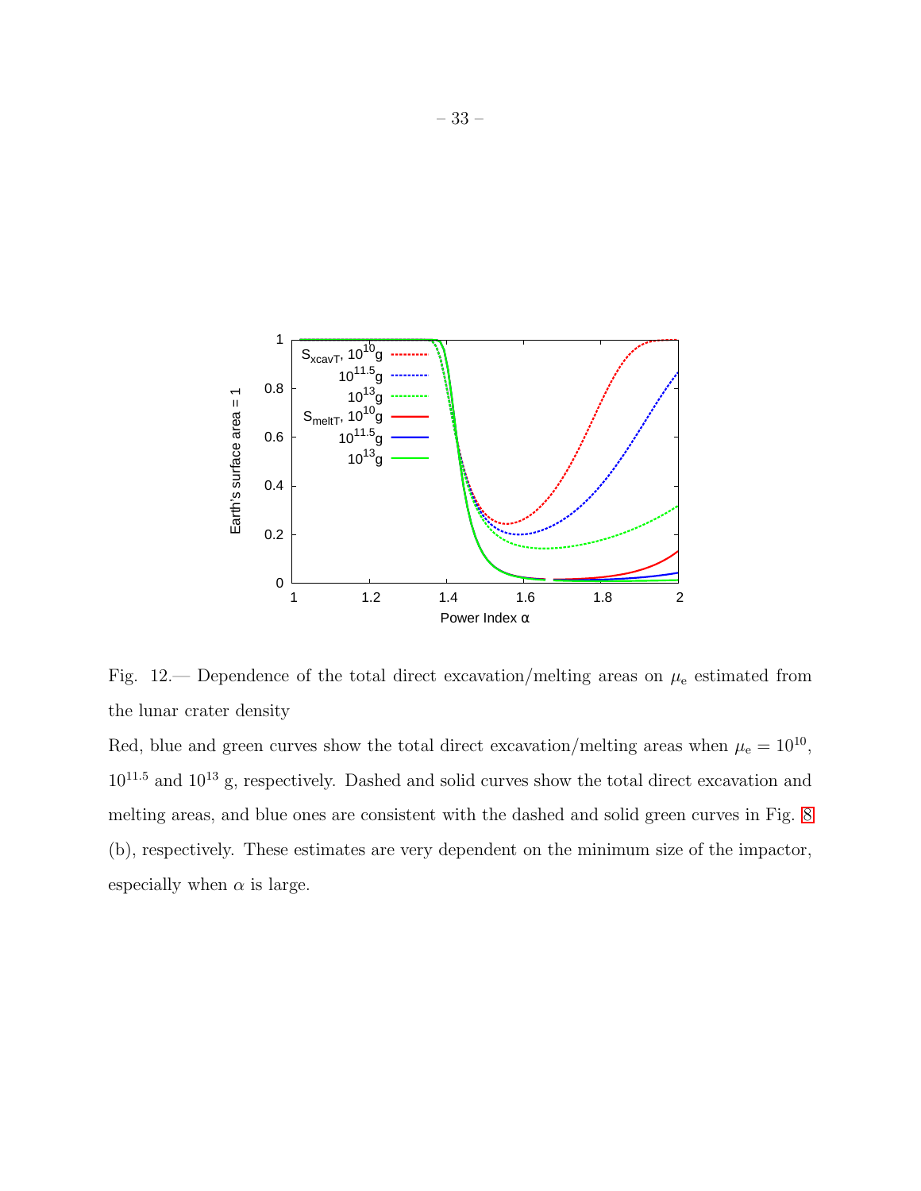Fig. 12.— Dependence of the total direct excavation/melting areas on $\mu_e$ estimated from the lunar crater density

Red, blue and green curves show the total direct excavation/melting areas when $\mu_e = 10^{10}$, $10^{11.5}$ and $10^{13}$ g, respectively. Dashed and solid curves show the total direct excavation and melting areas, and blue ones are consistent with the dashed and solid green curves in Fig. 8 (b), respectively. These estimates are very dependent on the minimum size of the impactor, especially when $\alpha$ is large.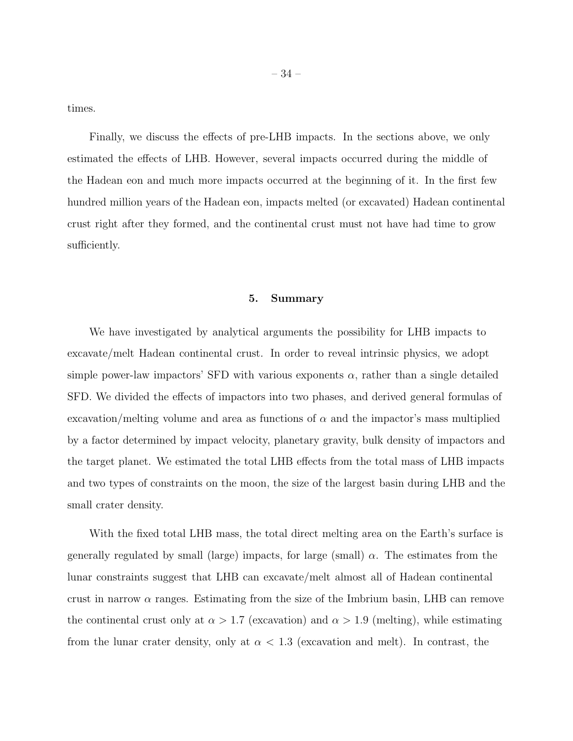times.

Finally, we discuss the effects of pre-LHB impacts. In the sections above, we only estimated the effects of LHB. However, several impacts occurred during the middle of the Hadean eon and much more impacts occurred at the beginning of it. In the first few hundred million years of the Hadean eon, impacts melted (or excavated) Hadean continental crust right after they formed, and the continental crust must not have had time to grow sufficiently.

## 5. Summary

We have investigated by analytical arguments the possibility for LHB impacts to excavate/melt Hadean continental crust. In order to reveal intrinsic physics, we adopt simple power-law impactors' SFD with various exponents $\alpha$, rather than a single detailed SFD. We divided the effects of impactors into two phases, and derived general formulas of excavation/melting volume and area as functions of $\alpha$ and the impactor's mass multiplied by a factor determined by impact velocity, planetary gravity, bulk density of impactors and the target planet. We estimated the total LHB effects from the total mass of LHB impacts and two types of constraints on the moon, the size of the largest basin during LHB and the small crater density.

With the fixed total LHB mass, the total direct melting area on the Earth's surface is generally regulated by small (large) impacts, for large (small) $\alpha$. The estimates from the lunar constraints suggest that LHB can excavate/melt almost all of Hadean continental crust in narrow $\alpha$ ranges. Estimating from the size of the Imbrium basin, LHB can remove the continental crust only at $\alpha > 1.7$ (excavation) and $\alpha > 1.9$ (melting), while estimating from the lunar crater density, only at $\alpha < 1.3$ (excavation and melt). In contrast, the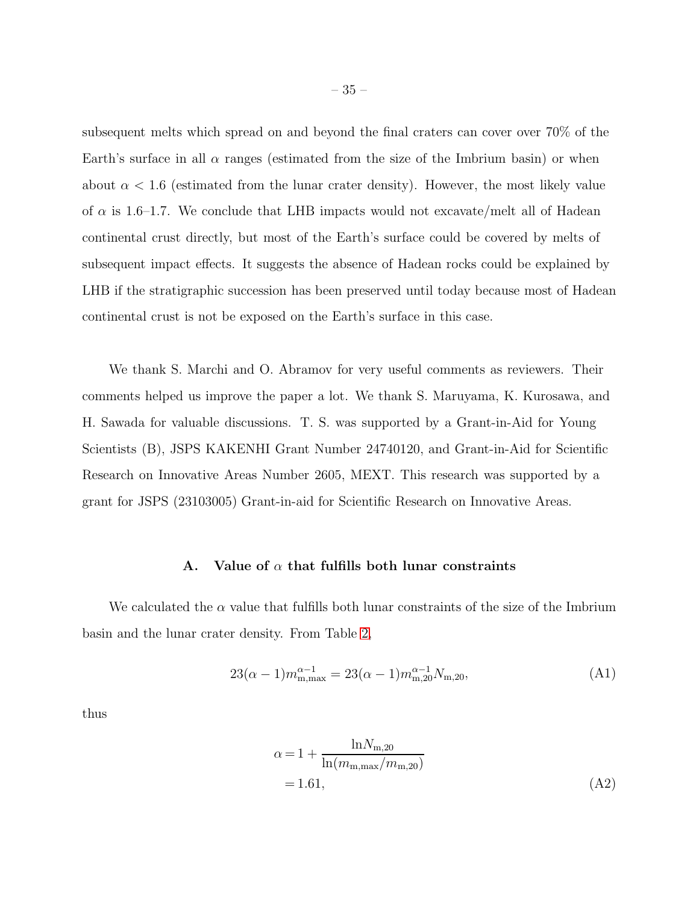subsequent melts which spread on and beyond the final craters can cover over 70% of the Earth's surface in all $\alpha$ ranges (estimated from the size of the Imbrium basin) or when about $\alpha < 1.6$ (estimated from the lunar crater density). However, the most likely value of $\alpha$ is 1.6–1.7. We conclude that LHB impacts would not excavate/melt all of Hadean continental crust directly, but most of the Earth's surface could be covered by melts of subsequent impact effects. It suggests the absence of Hadean rocks could be explained by LHB if the stratigraphic succession has been preserved until today because most of Hadean continental crust is not be exposed on the Earth's surface in this case.

We thank S. Marchi and O. Abramov for very useful comments as reviewers. Their comments helped us improve the paper a lot. We thank S. Maruyama, K. Kurosawa, and H. Sawada for valuable discussions. T. S. was supported by a Grant-in-Aid for Young Scientists (B), JSPS KAKENHI Grant Number 24740120, and Grant-in-Aid for Scientific Research on Innovative Areas Number 2605, MEXT. This research was supported by a grant for JSPS (23103005) Grant-in-aid for Scientific Research on Innovative Areas.

## A. Value of $\alpha$ that fulfills both lunar constraints

We calculated the $\alpha$ value that fulfills both lunar constraints of the size of the Imbrium basin and the lunar crater density. From Table 2,

$$23(\alpha - 1)m_{\mathrm{m,max}}^{\alpha-1} = 23(\alpha - 1)m_{\mathrm{m,20}}^{\alpha-1}N_{\mathrm{m,20}}, \tag{A1}$$

thus

$$\begin{aligned}\alpha &= 1 + \frac{\ln N_{\mathrm{m,20}}}{\ln(m_{\mathrm{m,max}}/m_{\mathrm{m,20}})} \\ &= 1.61,\end{aligned} \tag{A2}$$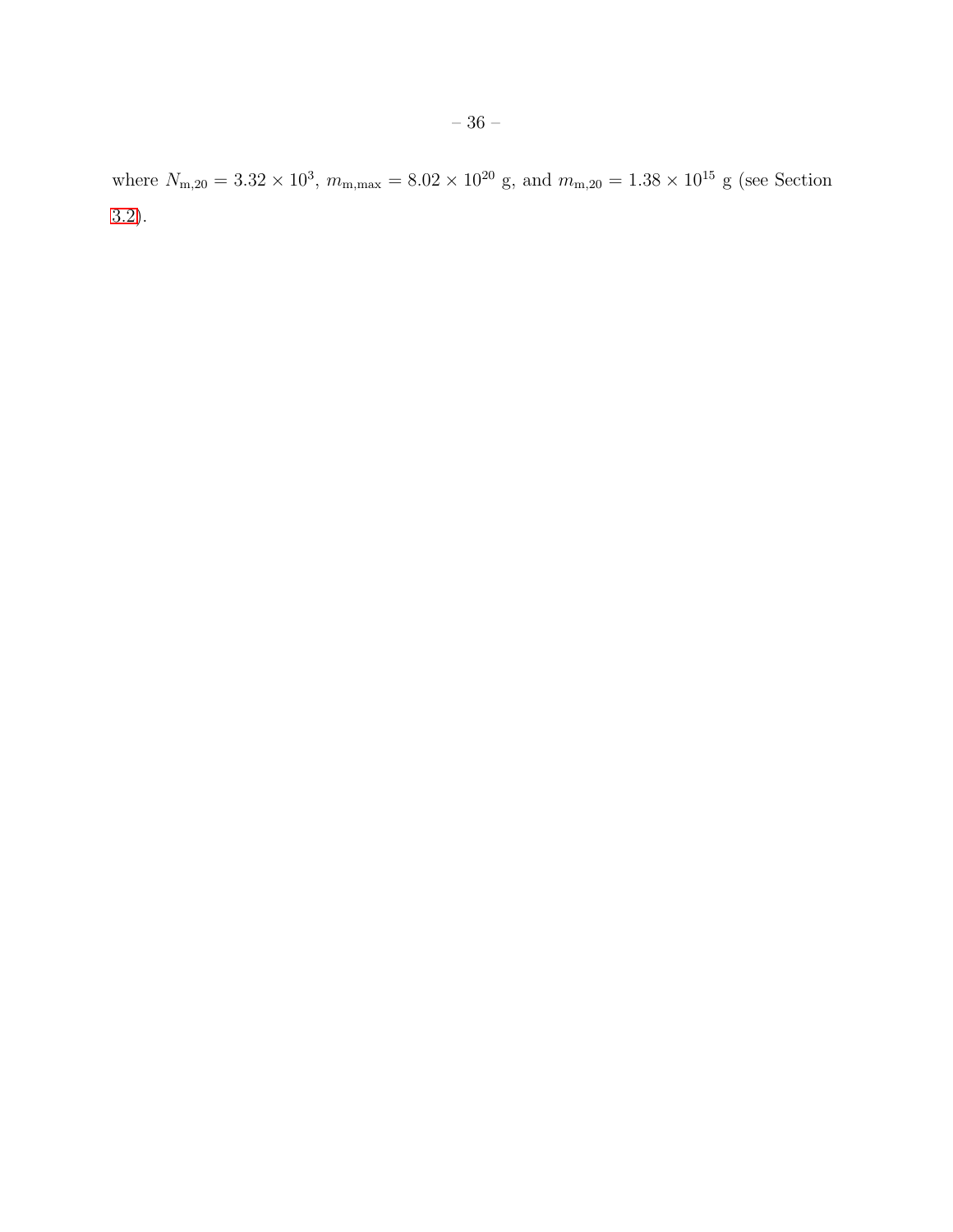where $N_{\mathrm{m},20} = 3.32 \times 10^3$, $m_{\mathrm{m,max}} = 8.02 \times 10^{20}$ g, and $m_{\mathrm{m},20} = 1.38 \times 10^{15}$ g (see Section 3.2).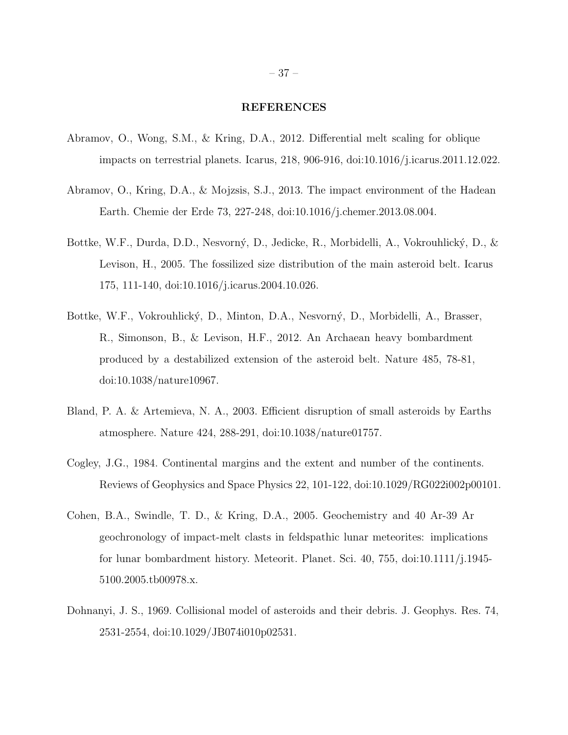## REFERENCES

Abramov, O., Wong, S.M., & Kring, D.A., 2012. Differential melt scaling for oblique impacts on terrestrial planets. Icarus, 218, 906-916, doi:10.1016/j.icarus.2011.12.022.

Abramov, O., Kring, D.A., & Mojzsis, S.J., 2013. The impact environment of the Hadean Earth. Chemie der Erde 73, 227-248, doi:10.1016/j.chemer.2013.08.004.

Bottke, W.F., Durda, D.D., Nesvorný, D., Jedicke, R., Morbidelli, A., Vokrouhlický, D., & Levison, H., 2005. The fossilized size distribution of the main asteroid belt. Icarus 175, 111-140, doi:10.1016/j.icarus.2004.10.026.

Bottke, W.F., Vokrouhlický, D., Minton, D.A., Nesvorný, D., Morbidelli, A., Brasser, R., Simonson, B., & Levison, H.F., 2012. An Archaean heavy bombardment produced by a destabilized extension of the asteroid belt. Nature 485, 78-81, doi:10.1038/nature10967.

Bland, P. A. & Artemieva, N. A., 2003. Efficient disruption of small asteroids by Earths atmosphere. Nature 424, 288-291, doi:10.1038/nature01757.

Cogley, J.G., 1984. Continental margins and the extent and number of the continents. Reviews of Geophysics and Space Physics 22, 101-122, doi:10.1029/RG022i002p00101.

Cohen, B.A., Swindle, T. D., & Kring, D.A., 2005. Geochemistry and 40 Ar-39 Ar geochronology of impact-melt clasts in feldspathic lunar meteorites: implications for lunar bombardment history. Meteorit. Planet. Sci. 40, 755, doi:10.1111/j.1945-5100.2005.tb00978.x.

Dohnanyi, J. S., 1969. Collisional model of asteroids and their debris. J. Geophys. Res. 74, 2531-2554, doi:10.1029/JB074i010p02531.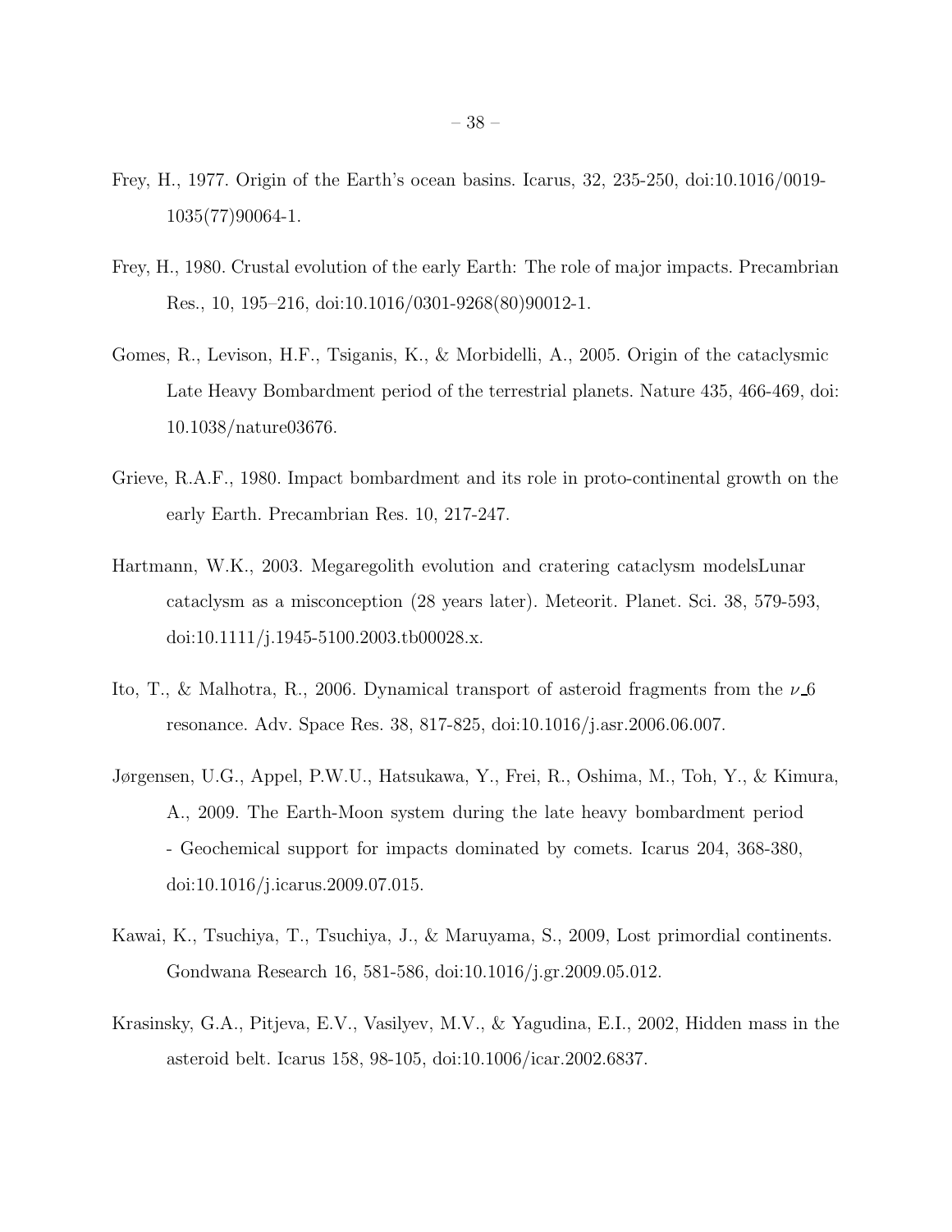Frey, H., 1977. Origin of the Earth's ocean basins. Icarus, 32, 235-250, doi:10.1016/0019-1035(77)90064-1.

Frey, H., 1980. Crustal evolution of the early Earth: The role of major impacts. Precambrian Res., 10, 195–216, doi:10.1016/0301-9268(80)90012-1.

Gomes, R., Levison, H.F., Tsiganis, K., & Morbidelli, A., 2005. Origin of the cataclysmic Late Heavy Bombardment period of the terrestrial planets. Nature 435, 466-469, doi: 10.1038/nature03676.

Grieve, R.A.F., 1980. Impact bombardment and its role in proto-continental growth on the early Earth. Precambrian Res. 10, 217-247.

Hartmann, W.K., 2003. Megaregolith evolution and cratering cataclysm modelsLunar cataclysm as a misconception (28 years later). Meteorit. Planet. Sci. 38, 579-593, doi:10.1111/j.1945-5100.2003.tb00028.x.

Ito, T., & Malhotra, R., 2006. Dynamical transport of asteroid fragments from the $\nu\_6$ resonance. Adv. Space Res. 38, 817-825, doi:10.1016/j.asr.2006.06.007.

Jørgensen, U.G., Appel, P.W.U., Hatsukawa, Y., Frei, R., Oshima, M., Toh, Y., & Kimura, A., 2009. The Earth-Moon system during the late heavy bombardment period - Geochemical support for impacts dominated by comets. Icarus 204, 368-380, doi:10.1016/j.icarus.2009.07.015.

Kawai, K., Tsuchiya, T., Tsuchiya, J., & Maruyama, S., 2009, Lost primordial continents. Gondwana Research 16, 581-586, doi:10.1016/j.gr.2009.05.012.

Krasinsky, G.A., Pitjeva, E.V., Vasilyev, M.V., & Yagudina, E.I., 2002, Hidden mass in the asteroid belt. Icarus 158, 98-105, doi:10.1006/icar.2002.6837.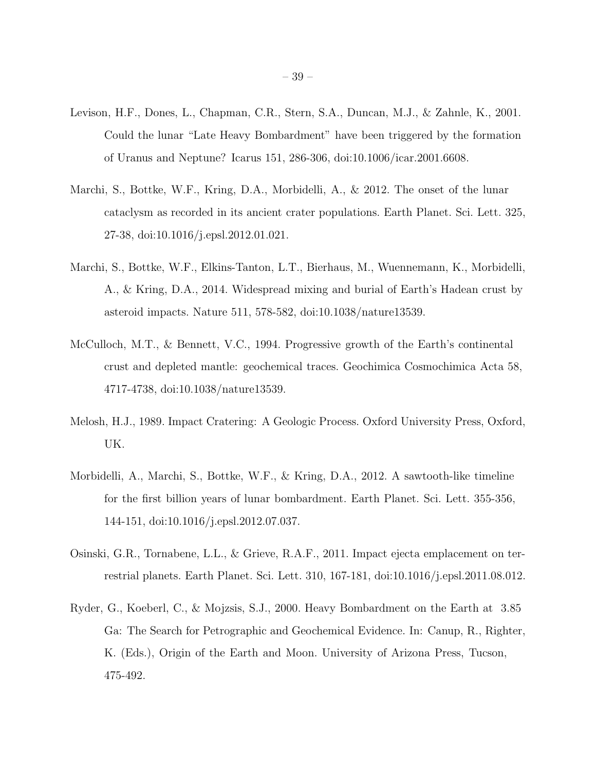Levison, H.F., Dones, L., Chapman, C.R., Stern, S.A., Duncan, M.J., & Zahnle, K., 2001. Could the lunar "Late Heavy Bombardment" have been triggered by the formation of Uranus and Neptune? Icarus 151, 286-306, doi:10.1006/icar.2001.6608.

Marchi, S., Bottke, W.F., Kring, D.A., Morbidelli, A., & 2012. The onset of the lunar cataclysm as recorded in its ancient crater populations. Earth Planet. Sci. Lett. 325, 27-38, doi:10.1016/j.epsl.2012.01.021.

Marchi, S., Bottke, W.F., Elkins-Tanton, L.T., Bierhaus, M., Wuennemann, K., Morbidelli, A., & Kring, D.A., 2014. Widespread mixing and burial of Earth's Hadean crust by asteroid impacts. Nature 511, 578-582, doi:10.1038/nature13539.

McCulloch, M.T., & Bennett, V.C., 1994. Progressive growth of the Earth's continental crust and depleted mantle: geochemical traces. Geochimica Cosmochimica Acta 58, 4717-4738, doi:10.1038/nature13539.

Melosh, H.J., 1989. Impact Cratering: A Geologic Process. Oxford University Press, Oxford, UK.

Morbidelli, A., Marchi, S., Bottke, W.F., & Kring, D.A., 2012. A sawtooth-like timeline for the first billion years of lunar bombardment. Earth Planet. Sci. Lett. 355-356, 144-151, doi:10.1016/j.epsl.2012.07.037.

Osinski, G.R., Tornabene, L.L., & Grieve, R.A.F., 2011. Impact ejecta emplacement on terrestrial planets. Earth Planet. Sci. Lett. 310, 167-181, doi:10.1016/j.epsl.2011.08.012.

Ryder, G., Koeberl, C., & Mojzsis, S.J., 2000. Heavy Bombardment on the Earth at 3.85 Ga: The Search for Petrographic and Geochemical Evidence. In: Canup, R., Righter, K. (Eds.), Origin of the Earth and Moon. University of Arizona Press, Tucson, 475-492.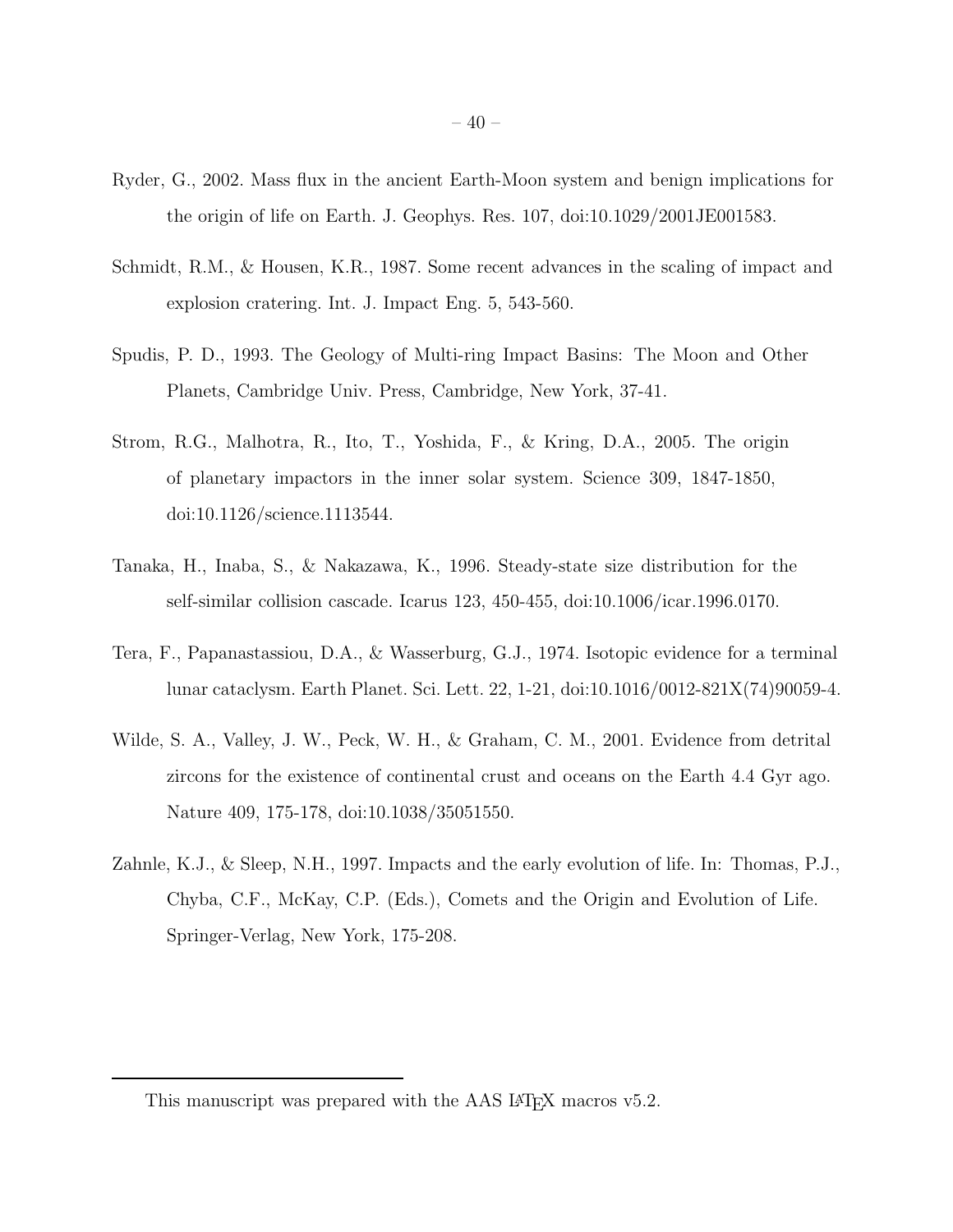Ryder, G., 2002. Mass flux in the ancient Earth-Moon system and benign implications for the origin of life on Earth. J. Geophys. Res. 107, doi:10.1029/2001JE001583.

Schmidt, R.M., & Housen, K.R., 1987. Some recent advances in the scaling of impact and explosion cratering. Int. J. Impact Eng. 5, 543-560.

Spudis, P. D., 1993. The Geology of Multi-ring Impact Basins: The Moon and Other Planets, Cambridge Univ. Press, Cambridge, New York, 37-41.

Strom, R.G., Malhotra, R., Ito, T., Yoshida, F., & Kring, D.A., 2005. The origin of planetary impactors in the inner solar system. Science 309, 1847-1850, doi:10.1126/science.1113544.

Tanaka, H., Inaba, S., & Nakazawa, K., 1996. Steady-state size distribution for the self-similar collision cascade. Icarus 123, 450-455, doi:10.1006/icar.1996.0170.

Tera, F., Papanastassiou, D.A., & Wasserburg, G.J., 1974. Isotopic evidence for a terminal lunar cataclysm. Earth Planet. Sci. Lett. 22, 1-21, doi:10.1016/0012-821X(74)90059-4.

Wilde, S. A., Valley, J. W., Peck, W. H., & Graham, C. M., 2001. Evidence from detrital zircons for the existence of continental crust and oceans on the Earth 4.4 Gyr ago. Nature 409, 175-178, doi:10.1038/35051550.

Zahnle, K.J., & Sleep, N.H., 1997. Impacts and the early evolution of life. In: Thomas, P.J., Chyba, C.F., McKay, C.P. (Eds.), Comets and the Origin and Evolution of Life. Springer-Verlag, New York, 175-208.

This manuscript was prepared with the AAS LaTeX macros v5.2.